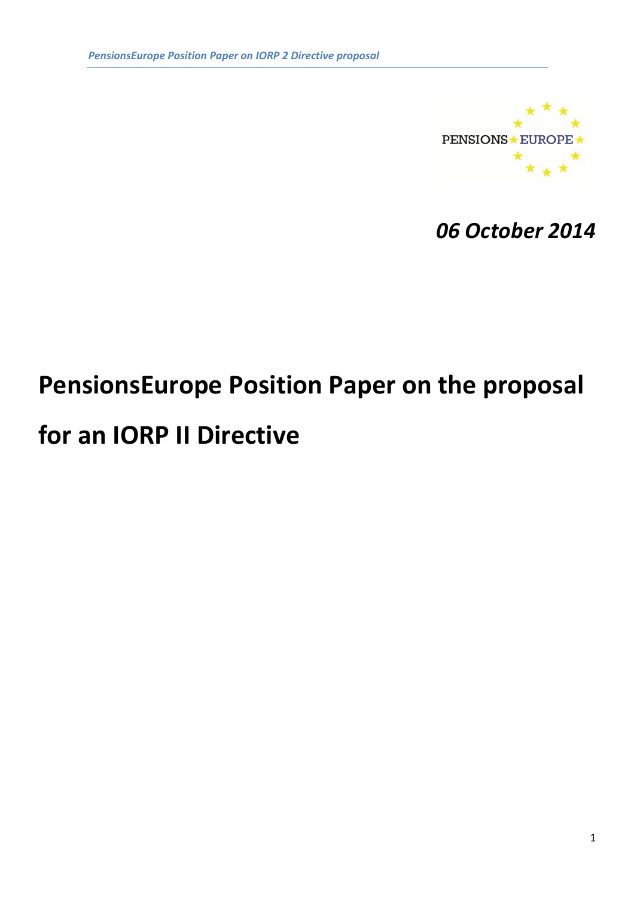*06 October 2014*

# PensionsEurope Position Paper on the proposal for an IORP II Directive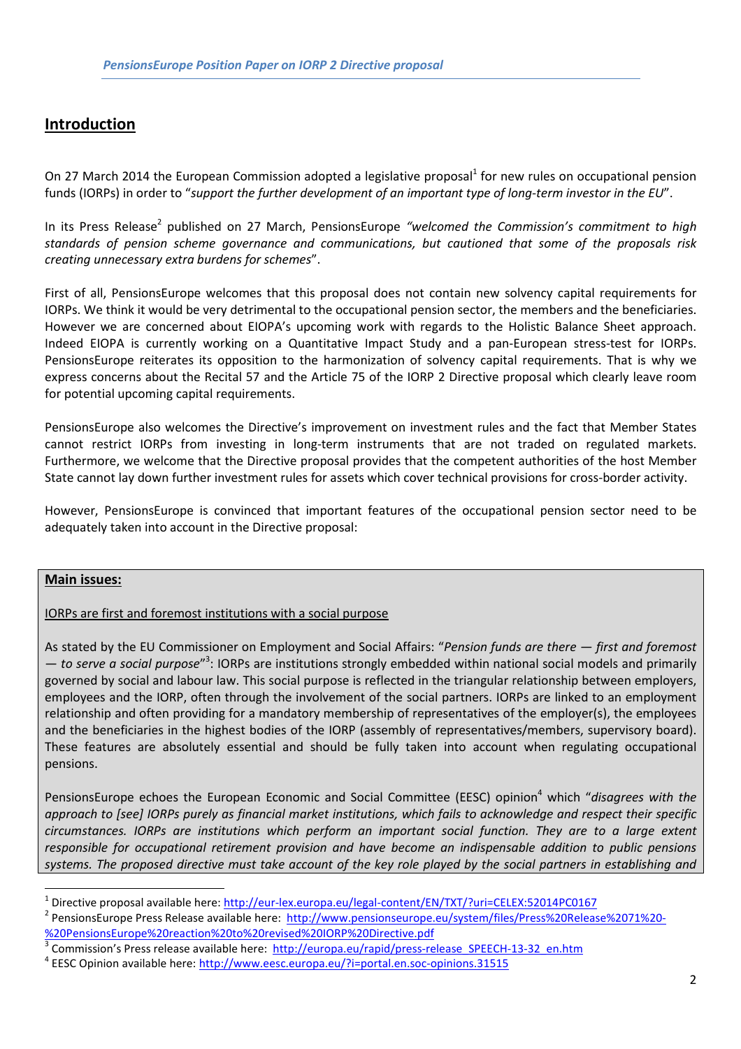## Introduction

On 27 March 2014 the European Commission adopted a legislative proposal[1] for new rules on occupational pension funds (IORPs) in order to "*support the further development of an important type of long-term investor in the EU*".

In its Press Release[2] published on 27 March, PensionsEurope *"welcomed the Commission's commitment to high standards of pension scheme governance and communications, but cautioned that some of the proposals risk creating unnecessary extra burdens for schemes*".

First of all, PensionsEurope welcomes that this proposal does not contain new solvency capital requirements for IORPs. We think it would be very detrimental to the occupational pension sector, the members and the beneficiaries. However we are concerned about EIOPA's upcoming work with regards to the Holistic Balance Sheet approach. Indeed EIOPA is currently working on a Quantitative Impact Study and a pan-European stress-test for IORPs. PensionsEurope reiterates its opposition to the harmonization of solvency capital requirements. That is why we express concerns about the Recital 57 and the Article 75 of the IORP 2 Directive proposal which clearly leave room for potential upcoming capital requirements.

PensionsEurope also welcomes the Directive's improvement on investment rules and the fact that Member States cannot restrict IORPs from investing in long-term instruments that are not traded on regulated markets. Furthermore, we welcome that the Directive proposal provides that the competent authorities of the host Member State cannot lay down further investment rules for assets which cover technical provisions for cross-border activity.

However, PensionsEurope is convinced that important features of the occupational pension sector need to be adequately taken into account in the Directive proposal:

**Main issues:**

IORPs are first and foremost institutions with a social purpose

As stated by the EU Commissioner on Employment and Social Affairs: "*Pension funds are there — first and foremost — to serve a social purpose*"[3]: IORPs are institutions strongly embedded within national social models and primarily governed by social and labour law. This social purpose is reflected in the triangular relationship between employers, employees and the IORP, often through the involvement of the social partners. IORPs are linked to an employment relationship and often providing for a mandatory membership of representatives of the employer(s), the employees and the beneficiaries in the highest bodies of the IORP (assembly of representatives/members, supervisory board). These features are absolutely essential and should be fully taken into account when regulating occupational pensions.

PensionsEurope echoes the European Economic and Social Committee (EESC) opinion[4] which "*disagrees with the approach to [see] IORPs purely as financial market institutions, which fails to acknowledge and respect their specific circumstances. IORPs are institutions which perform an important social function. They are to a large extent responsible for occupational retirement provision and have become an indispensable addition to public pensions systems. The proposed directive must take account of the key role played by the social partners in establishing and*

---

[1] Directive proposal available here: http://eur-lex.europa.eu/legal-content/EN/TXT/?uri=CELEX:52014PC0167

[2] PensionsEurope Press Release available here: http://www.pensionseurope.eu/system/files/Press%20Release%2071%20-%20PensionsEurope%20reaction%20to%20revised%20IORP%20Directive.pdf

[3] Commission's Press release available here: http://europa.eu/rapid/press-release_SPEECH-13-32_en.htm

[4] EESC Opinion available here: http://www.eesc.europa.eu/?i=portal.en.soc-opinions.31515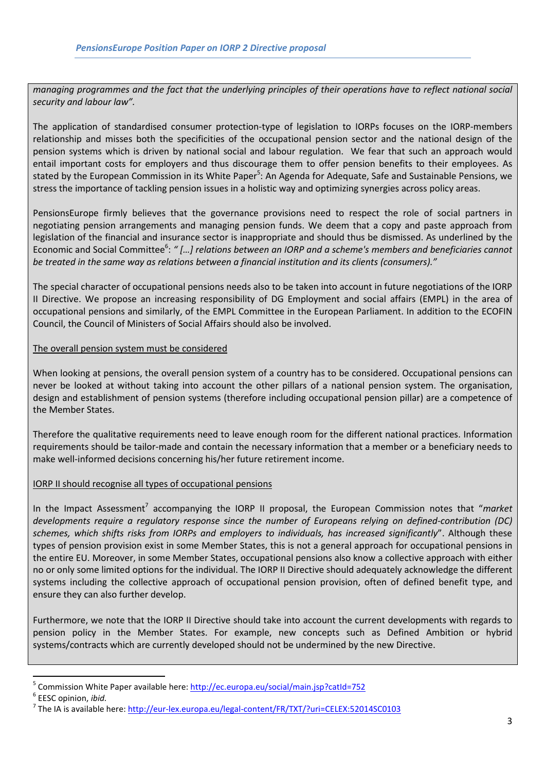*managing programmes and the fact that the underlying principles of their operations have to reflect national social security and labour law".*

The application of standardised consumer protection-type of legislation to IORPs focuses on the IORP-members relationship and misses both the specificities of the occupational pension sector and the national design of the pension systems which is driven by national social and labour regulation. We fear that such an approach would entail important costs for employers and thus discourage them to offer pension benefits to their employees. As stated by the European Commission in its White Paper[5]: An Agenda for Adequate, Safe and Sustainable Pensions, we stress the importance of tackling pension issues in a holistic way and optimizing synergies across policy areas.

PensionsEurope firmly believes that the governance provisions need to respect the role of social partners in negotiating pension arrangements and managing pension funds. We deem that a copy and paste approach from legislation of the financial and insurance sector is inappropriate and should thus be dismissed. As underlined by the Economic and Social Committee[6]: *" […] relations between an IORP and a scheme's members and beneficiaries cannot be treated in the same way as relations between a financial institution and its clients (consumers)."*

The special character of occupational pensions needs also to be taken into account in future negotiations of the IORP II Directive. We propose an increasing responsibility of DG Employment and social affairs (EMPL) in the area of occupational pensions and similarly, of the EMPL Committee in the European Parliament. In addition to the ECOFIN Council, the Council of Ministers of Social Affairs should also be involved.

<u>The overall pension system must be considered</u>

When looking at pensions, the overall pension system of a country has to be considered. Occupational pensions can never be looked at without taking into account the other pillars of a national pension system. The organisation, design and establishment of pension systems (therefore including occupational pension pillar) are a competence of the Member States.

Therefore the qualitative requirements need to leave enough room for the different national practices. Information requirements should be tailor-made and contain the necessary information that a member or a beneficiary needs to make well-informed decisions concerning his/her future retirement income.

<u>IORP II should recognise all types of occupational pensions</u>

In the Impact Assessment[7] accompanying the IORP II proposal, the European Commission notes that "*market developments require a regulatory response since the number of Europeans relying on defined-contribution (DC) schemes, which shifts risks from IORPs and employers to individuals, has increased significantly*". Although these types of pension provision exist in some Member States, this is not a general approach for occupational pensions in the entire EU. Moreover, in some Member States, occupational pensions also know a collective approach with either no or only some limited options for the individual. The IORP II Directive should adequately acknowledge the different systems including the collective approach of occupational pension provision, often of defined benefit type, and ensure they can also further develop.

Furthermore, we note that the IORP II Directive should take into account the current developments with regards to pension policy in the Member States. For example, new concepts such as Defined Ambition or hybrid systems/contracts which are currently developed should not be undermined by the new Directive.

---

[5] Commission White Paper available here: http://ec.europa.eu/social/main.jsp?catId=752

[6] EESC opinion, *ibid.*

[7] The IA is available here: http://eur-lex.europa.eu/legal-content/FR/TXT/?uri=CELEX:52014SC0103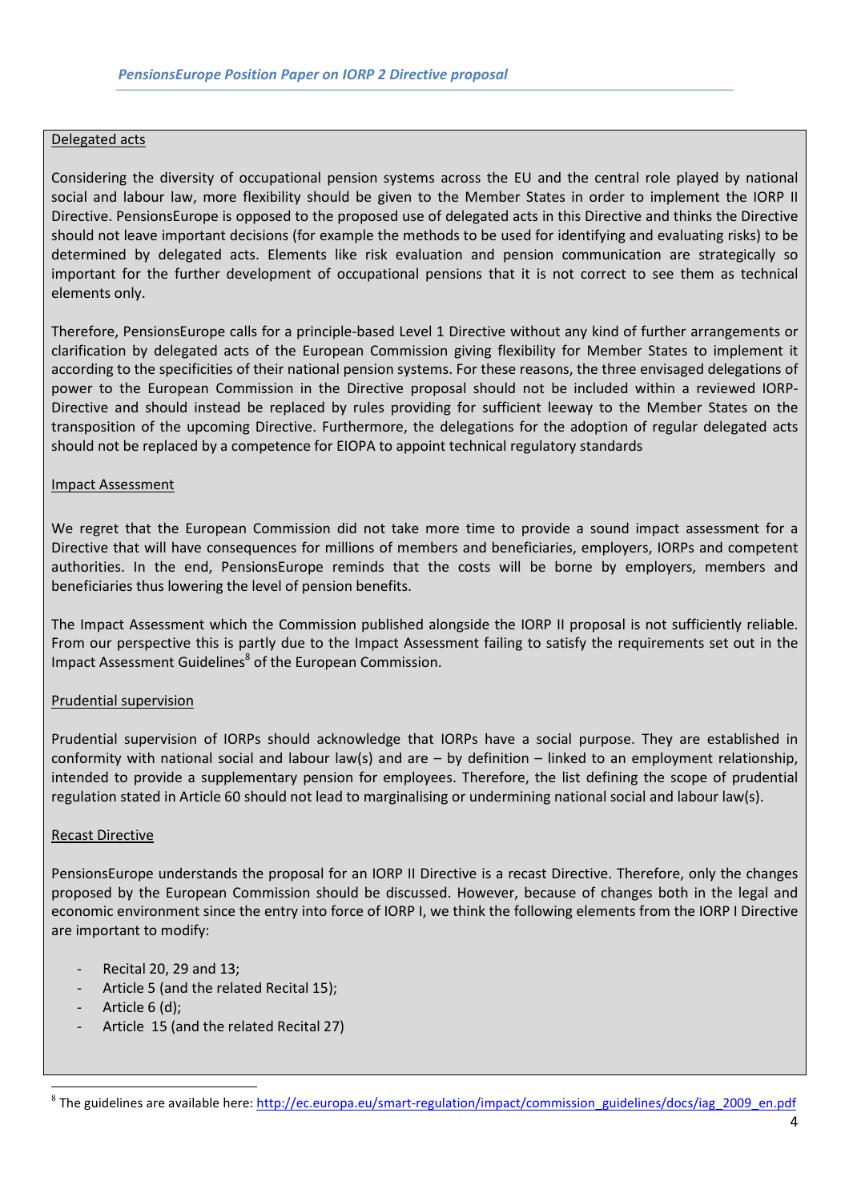Delegated acts

Considering the diversity of occupational pension systems across the EU and the central role played by national social and labour law, more flexibility should be given to the Member States in order to implement the IORP II Directive. PensionsEurope is opposed to the proposed use of delegated acts in this Directive and thinks the Directive should not leave important decisions (for example the methods to be used for identifying and evaluating risks) to be determined by delegated acts. Elements like risk evaluation and pension communication are strategically so important for the further development of occupational pensions that it is not correct to see them as technical elements only.

Therefore, PensionsEurope calls for a principle-based Level 1 Directive without any kind of further arrangements or clarification by delegated acts of the European Commission giving flexibility for Member States to implement it according to the specificities of their national pension systems. For these reasons, the three envisaged delegations of power to the European Commission in the Directive proposal should not be included within a reviewed IORP-Directive and should instead be replaced by rules providing for sufficient leeway to the Member States on the transposition of the upcoming Directive. Furthermore, the delegations for the adoption of regular delegated acts should not be replaced by a competence for EIOPA to appoint technical regulatory standards

Impact Assessment

We regret that the European Commission did not take more time to provide a sound impact assessment for a Directive that will have consequences for millions of members and beneficiaries, employers, IORPs and competent authorities. In the end, PensionsEurope reminds that the costs will be borne by employers, members and beneficiaries thus lowering the level of pension benefits.

The Impact Assessment which the Commission published alongside the IORP II proposal is not sufficiently reliable. From our perspective this is partly due to the Impact Assessment failing to satisfy the requirements set out in the Impact Assessment Guidelines[8] of the European Commission.

Prudential supervision

Prudential supervision of IORPs should acknowledge that IORPs have a social purpose. They are established in conformity with national social and labour law(s) and are – by definition – linked to an employment relationship, intended to provide a supplementary pension for employees. Therefore, the list defining the scope of prudential regulation stated in Article 60 should not lead to marginalising or undermining national social and labour law(s).

Recast Directive

PensionsEurope understands the proposal for an IORP II Directive is a recast Directive. Therefore, only the changes proposed by the European Commission should be discussed. However, because of changes both in the legal and economic environment since the entry into force of IORP I, we think the following elements from the IORP I Directive are important to modify:

- Recital 20, 29 and 13;
- Article 5 (and the related Recital 15);
- Article 6 (d);
- Article 15 (and the related Recital 27)

[8] The guidelines are available here: http://ec.europa.eu/smart-regulation/impact/commission_guidelines/docs/iag_2009_en.pdf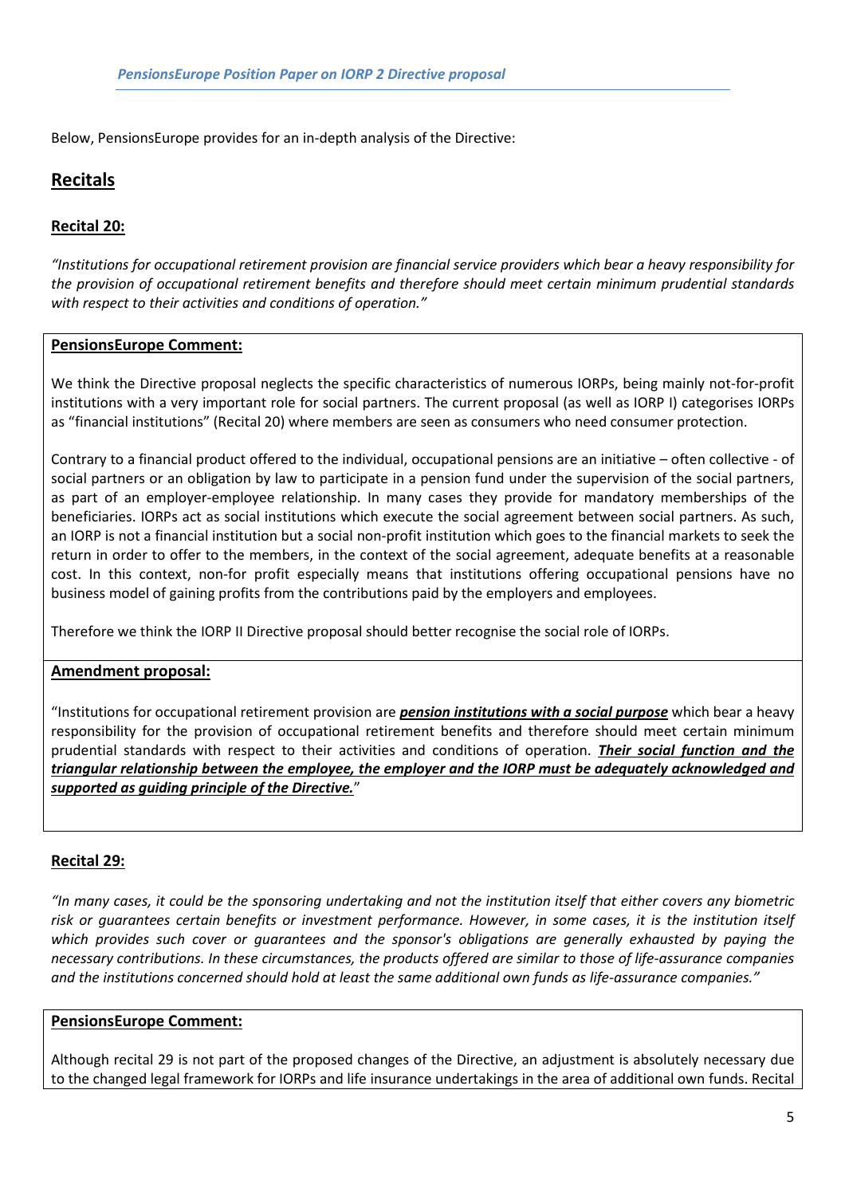Below, PensionsEurope provides for an in-depth analysis of the Directive:

## Recitals

### Recital 20:

*"Institutions for occupational retirement provision are financial service providers which bear a heavy responsibility for the provision of occupational retirement benefits and therefore should meet certain minimum prudential standards with respect to their activities and conditions of operation."*

**PensionsEurope Comment:**

We think the Directive proposal neglects the specific characteristics of numerous IORPs, being mainly not-for-profit institutions with a very important role for social partners. The current proposal (as well as IORP I) categorises IORPs as "financial institutions" (Recital 20) where members are seen as consumers who need consumer protection.

Contrary to a financial product offered to the individual, occupational pensions are an initiative – often collective - of social partners or an obligation by law to participate in a pension fund under the supervision of the social partners, as part of an employer-employee relationship. In many cases they provide for mandatory memberships of the beneficiaries. IORPs act as social institutions which execute the social agreement between social partners. As such, an IORP is not a financial institution but a social non-profit institution which goes to the financial markets to seek the return in order to offer to the members, in the context of the social agreement, adequate benefits at a reasonable cost. In this context, non-for profit especially means that institutions offering occupational pensions have no business model of gaining profits from the contributions paid by the employers and employees.

Therefore we think the IORP II Directive proposal should better recognise the social role of IORPs.

**Amendment proposal:**

"Institutions for occupational retirement provision are ***pension institutions with a social purpose*** which bear a heavy responsibility for the provision of occupational retirement benefits and therefore should meet certain minimum prudential standards with respect to their activities and conditions of operation. ***Their social function and the triangular relationship between the employee, the employer and the IORP must be adequately acknowledged and supported as guiding principle of the Directive.***"

### Recital 29:

*"In many cases, it could be the sponsoring undertaking and not the institution itself that either covers any biometric risk or guarantees certain benefits or investment performance. However, in some cases, it is the institution itself which provides such cover or guarantees and the sponsor's obligations are generally exhausted by paying the necessary contributions. In these circumstances, the products offered are similar to those of life-assurance companies and the institutions concerned should hold at least the same additional own funds as life-assurance companies."*

**PensionsEurope Comment:**

Although recital 29 is not part of the proposed changes of the Directive, an adjustment is absolutely necessary due to the changed legal framework for IORPs and life insurance undertakings in the area of additional own funds. Recital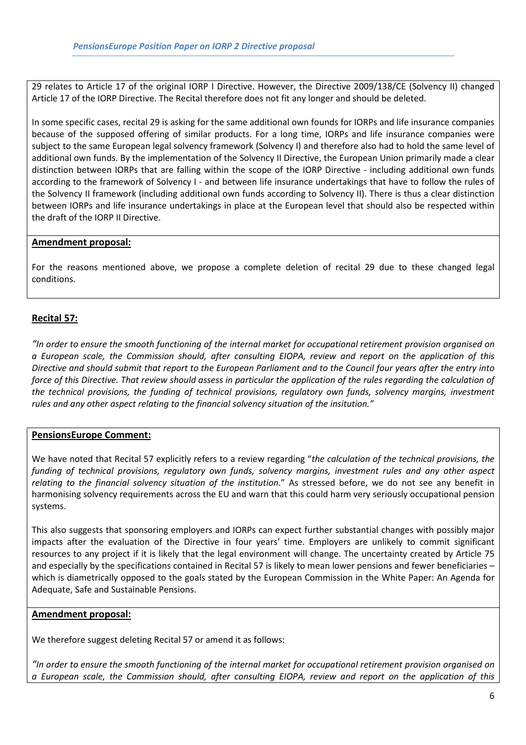29 relates to Article 17 of the original IORP I Directive. However, the Directive 2009/138/CE (Solvency II) changed Article 17 of the IORP Directive. The Recital therefore does not fit any longer and should be deleted.

In some specific cases, recital 29 is asking for the same additional own founds for IORPs and life insurance companies because of the supposed offering of similar products. For a long time, IORPs and life insurance companies were subject to the same European legal solvency framework (Solvency I) and therefore also had to hold the same level of additional own funds. By the implementation of the Solvency II Directive, the European Union primarily made a clear distinction between IORPs that are falling within the scope of the IORP Directive - including additional own funds according to the framework of Solvency I - and between life insurance undertakings that have to follow the rules of the Solvency II framework (including additional own funds according to Solvency II). There is thus a clear distinction between IORPs and life insurance undertakings in place at the European level that should also be respected within the draft of the IORP II Directive.

**Amendment proposal:**

For the reasons mentioned above, we propose a complete deletion of recital 29 due to these changed legal conditions.

## Recital 57:

*"In order to ensure the smooth functioning of the internal market for occupational retirement provision organised on a European scale, the Commission should, after consulting EIOPA, review and report on the application of this Directive and should submit that report to the European Parliament and to the Council four years after the entry into force of this Directive. That review should assess in particular the application of the rules regarding the calculation of the technical provisions, the funding of technical provisions, regulatory own funds, solvency margins, investment rules and any other aspect relating to the financial solvency situation of the insitution."*

**PensionsEurope Comment:**

We have noted that Recital 57 explicitly refers to a review regarding "*the calculation of the technical provisions, the funding of technical provisions, regulatory own funds, solvency margins, investment rules and any other aspect relating to the financial solvency situation of the institution*." As stressed before, we do not see any benefit in harmonising solvency requirements across the EU and warn that this could harm very seriously occupational pension systems.

This also suggests that sponsoring employers and IORPs can expect further substantial changes with possibly major impacts after the evaluation of the Directive in four years' time. Employers are unlikely to commit significant resources to any project if it is likely that the legal environment will change. The uncertainty created by Article 75 and especially by the specifications contained in Recital 57 is likely to mean lower pensions and fewer beneficiaries – which is diametrically opposed to the goals stated by the European Commission in the White Paper: An Agenda for Adequate, Safe and Sustainable Pensions.

**Amendment proposal:**

We therefore suggest deleting Recital 57 or amend it as follows:

*"In order to ensure the smooth functioning of the internal market for occupational retirement provision organised on a European scale, the Commission should, after consulting EIOPA, review and report on the application of this*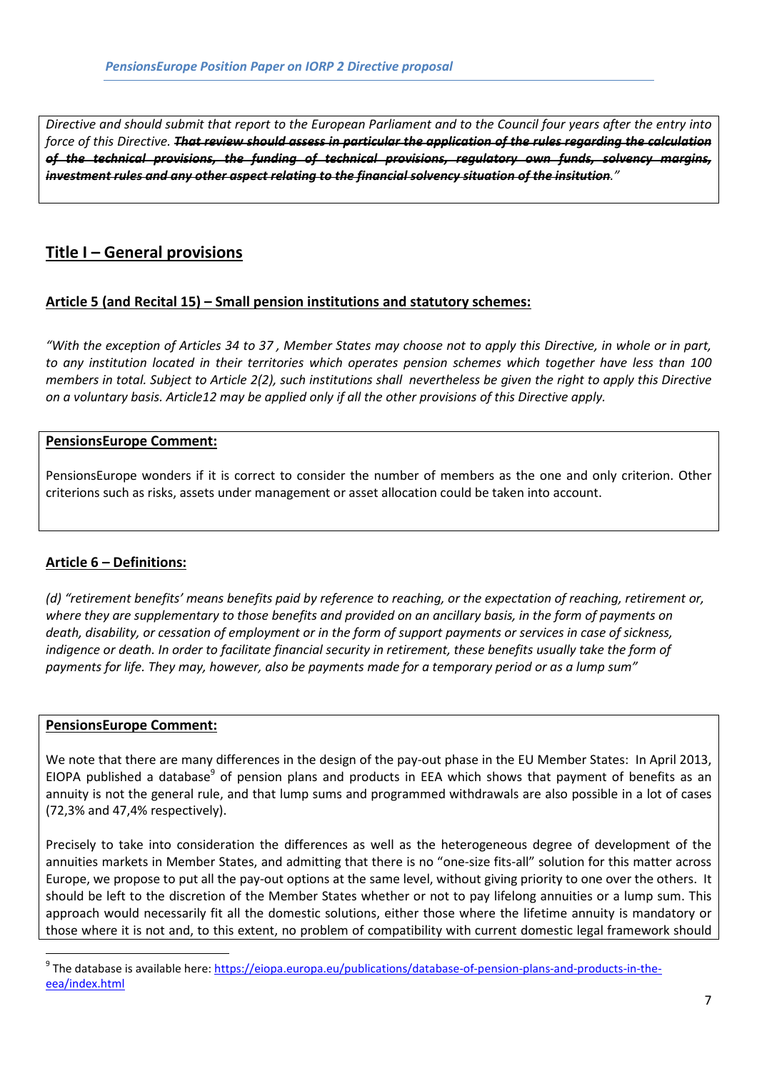*Directive and should submit that report to the European Parliament and to the Council four years after the entry into force of this Directive.* ***~~That review should assess in particular the application of the rules regarding the calculation of the technical provisions, the funding of technical provisions, regulatory own funds, solvency margins, investment rules and any other aspect relating to the financial solvency situation of the insitution~~****."*

## Title I – General provisions

### Article 5 (and Recital 15) – Small pension institutions and statutory schemes:

*"With the exception of Articles 34 to 37 , Member States may choose not to apply this Directive, in whole or in part, to any institution located in their territories which operates pension schemes which together have less than 100 members in total. Subject to Article 2(2), such institutions shall nevertheless be given the right to apply this Directive on a voluntary basis. Article12 may be applied only if all the other provisions of this Directive apply.*

**PensionsEurope Comment:**

PensionsEurope wonders if it is correct to consider the number of members as the one and only criterion. Other criterions such as risks, assets under management or asset allocation could be taken into account.

### Article 6 – Definitions:

*(d) "retirement benefits' means benefits paid by reference to reaching, or the expectation of reaching, retirement or, where they are supplementary to those benefits and provided on an ancillary basis, in the form of payments on death, disability, or cessation of employment or in the form of support payments or services in case of sickness, indigence or death. In order to facilitate financial security in retirement, these benefits usually take the form of payments for life. They may, however, also be payments made for a temporary period or as a lump sum"*

**PensionsEurope Comment:**

We note that there are many differences in the design of the pay-out phase in the EU Member States: In April 2013, EIOPA published a database[9] of pension plans and products in EEA which shows that payment of benefits as an annuity is not the general rule, and that lump sums and programmed withdrawals are also possible in a lot of cases (72,3% and 47,4% respectively).

Precisely to take into consideration the differences as well as the heterogeneous degree of development of the annuities markets in Member States, and admitting that there is no "one-size fits-all" solution for this matter across Europe, we propose to put all the pay-out options at the same level, without giving priority to one over the others. It should be left to the discretion of the Member States whether or not to pay lifelong annuities or a lump sum. This approach would necessarily fit all the domestic solutions, either those where the lifetime annuity is mandatory or those where it is not and, to this extent, no problem of compatibility with current domestic legal framework should

[9] The database is available here: https://eiopa.europa.eu/publications/database-of-pension-plans-and-products-in-the-eea/index.html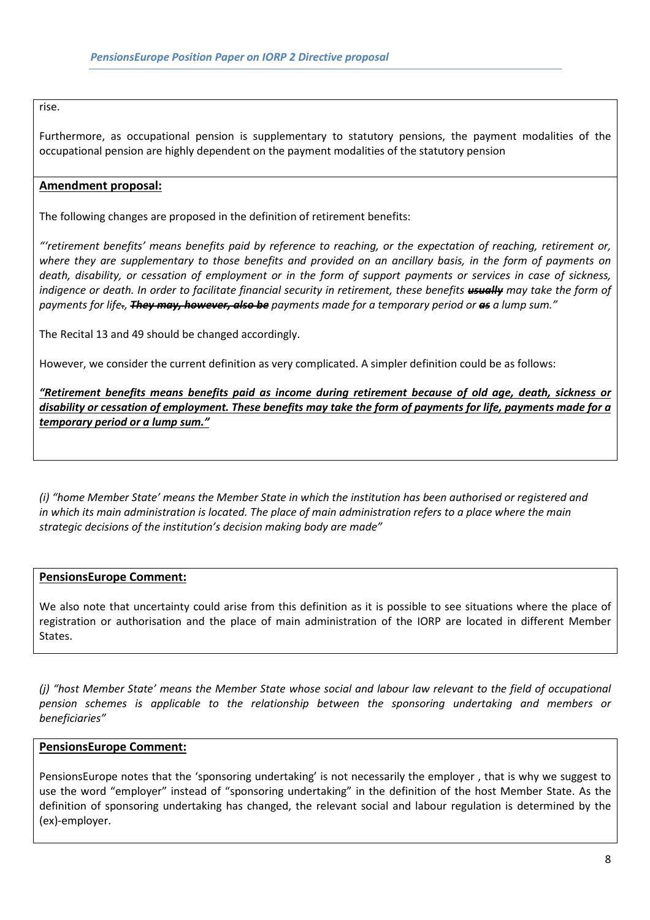rise.

Furthermore, as occupational pension is supplementary to statutory pensions, the payment modalities of the occupational pension are highly dependent on the payment modalities of the statutory pension

**Amendment proposal:**

The following changes are proposed in the definition of retirement benefits:

*"'retirement benefits' means benefits paid by reference to reaching, or the expectation of reaching, retirement or, where they are supplementary to those benefits and provided on an ancillary basis, in the form of payments on death, disability, or cessation of employment or in the form of support payments or services in case of sickness, indigence or death. In order to facilitate financial security in retirement, these benefits* ~~***usually***~~ *may take the form of payments for life*~~*.*~~*,* ~~***They may, however, also be***~~ *payments made for a temporary period or* ~~***as***~~ *a lump sum."*

The Recital 13 and 49 should be changed accordingly.

However, we consider the current definition as very complicated. A simpler definition could be as follows:

***"Retirement benefits means benefits paid as income during retirement because of old age, death, sickness or disability or cessation of employment. These benefits may take the form of payments for life, payments made for a temporary period or a lump sum."***

*(i) "home Member State' means the Member State in which the institution has been authorised or registered and in which its main administration is located. The place of main administration refers to a place where the main strategic decisions of the institution's decision making body are made"*

**PensionsEurope Comment:**

We also note that uncertainty could arise from this definition as it is possible to see situations where the place of registration or authorisation and the place of main administration of the IORP are located in different Member States.

*(j) "host Member State' means the Member State whose social and labour law relevant to the field of occupational pension schemes is applicable to the relationship between the sponsoring undertaking and members or beneficiaries"*

**PensionsEurope Comment:**

PensionsEurope notes that the 'sponsoring undertaking' is not necessarily the employer , that is why we suggest to use the word "employer" instead of "sponsoring undertaking" in the definition of the host Member State. As the definition of sponsoring undertaking has changed, the relevant social and labour regulation is determined by the (ex)-employer.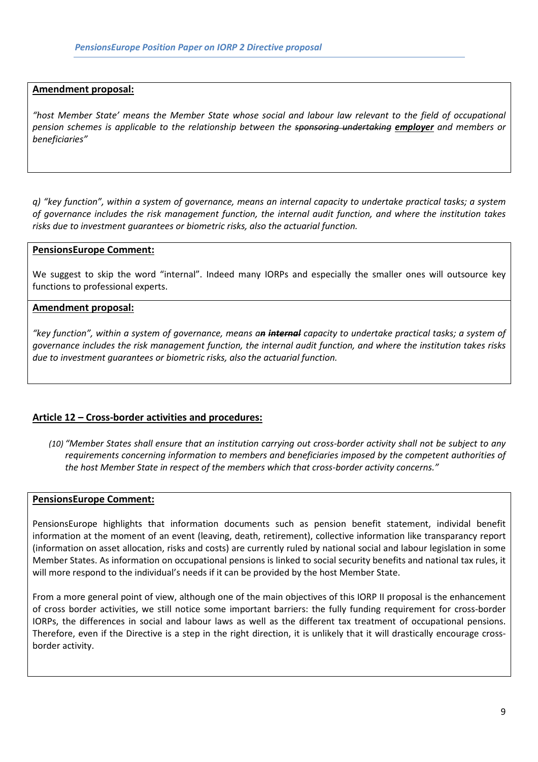**Amendment proposal:**

*"host Member State' means the Member State whose social and labour law relevant to the field of occupational pension schemes is applicable to the relationship between the ~~sponsoring undertaking~~ **employer** and members or beneficiaries"*

*q) "key function", within a system of governance, means an internal capacity to undertake practical tasks; a system of governance includes the risk management function, the internal audit function, and where the institution takes risks due to investment guarantees or biometric risks, also the actuarial function.*

**PensionsEurope Comment:**

We suggest to skip the word "internal". Indeed many IORPs and especially the smaller ones will outsource key functions to professional experts.

**Amendment proposal:**

*"key function", within a system of governance, means a**n** ~~**internal**~~ capacity to undertake practical tasks; a system of governance includes the risk management function, the internal audit function, and where the institution takes risks due to investment guarantees or biometric risks, also the actuarial function.*

**Article 12 – Cross-border activities and procedures:**

*(10) "Member States shall ensure that an institution carrying out cross-border activity shall not be subject to any requirements concerning information to members and beneficiaries imposed by the competent authorities of the host Member State in respect of the members which that cross-border activity concerns."*

**PensionsEurope Comment:**

PensionsEurope highlights that information documents such as pension benefit statement, individual benefit information at the moment of an event (leaving, death, retirement), collective information like transparancy report (information on asset allocation, risks and costs) are currently ruled by national social and labour legislation in some Member States. As information on occupational pensions is linked to social security benefits and national tax rules, it will more respond to the individual's needs if it can be provided by the host Member State.

From a more general point of view, although one of the main objectives of this IORP II proposal is the enhancement of cross border activities, we still notice some important barriers: the fully funding requirement for cross-border IORPs, the differences in social and labour laws as well as the different tax treatment of occupational pensions. Therefore, even if the Directive is a step in the right direction, it is unlikely that it will drastically encourage cross-border activity.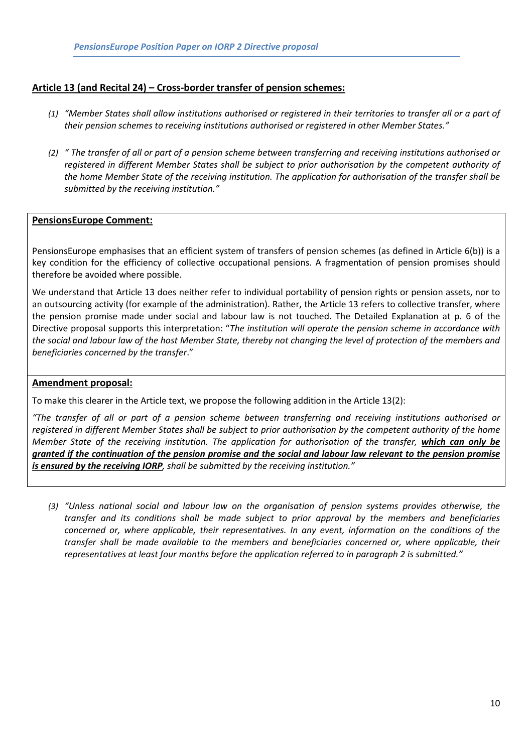**Article 13 (and Recital 24) – Cross-border transfer of pension schemes:**

(1) *"Member States shall allow institutions authorised or registered in their territories to transfer all or a part of their pension schemes to receiving institutions authorised or registered in other Member States."*

(2) *" The transfer of all or part of a pension scheme between transferring and receiving institutions authorised or registered in different Member States shall be subject to prior authorisation by the competent authority of the home Member State of the receiving institution. The application for authorisation of the transfer shall be submitted by the receiving institution."*

**PensionsEurope Comment:**

PensionsEurope emphasises that an efficient system of transfers of pension schemes (as defined in Article 6(b)) is a key condition for the efficiency of collective occupational pensions. A fragmentation of pension promises should therefore be avoided where possible.

We understand that Article 13 does neither refer to individual portability of pension rights or pension assets, nor to an outsourcing activity (for example of the administration). Rather, the Article 13 refers to collective transfer, where the pension promise made under social and labour law is not touched. The Detailed Explanation at p. 6 of the Directive proposal supports this interpretation: "*The institution will operate the pension scheme in accordance with the social and labour law of the host Member State, thereby not changing the level of protection of the members and beneficiaries concerned by the transfer*."

**Amendment proposal:**

To make this clearer in the Article text, we propose the following addition in the Article 13(2):

*"The transfer of all or part of a pension scheme between transferring and receiving institutions authorised or registered in different Member States shall be subject to prior authorisation by the competent authority of the home Member State of the receiving institution. The application for authorisation of the transfer,* ***which can only be granted if the continuation of the pension promise and the social and labour law relevant to the pension promise is ensured by the receiving IORP****, shall be submitted by the receiving institution."*

(3) *"Unless national social and labour law on the organisation of pension systems provides otherwise, the transfer and its conditions shall be made subject to prior approval by the members and beneficiaries concerned or, where applicable, their representatives. In any event, information on the conditions of the transfer shall be made available to the members and beneficiaries concerned or, where applicable, their representatives at least four months before the application referred to in paragraph 2 is submitted."*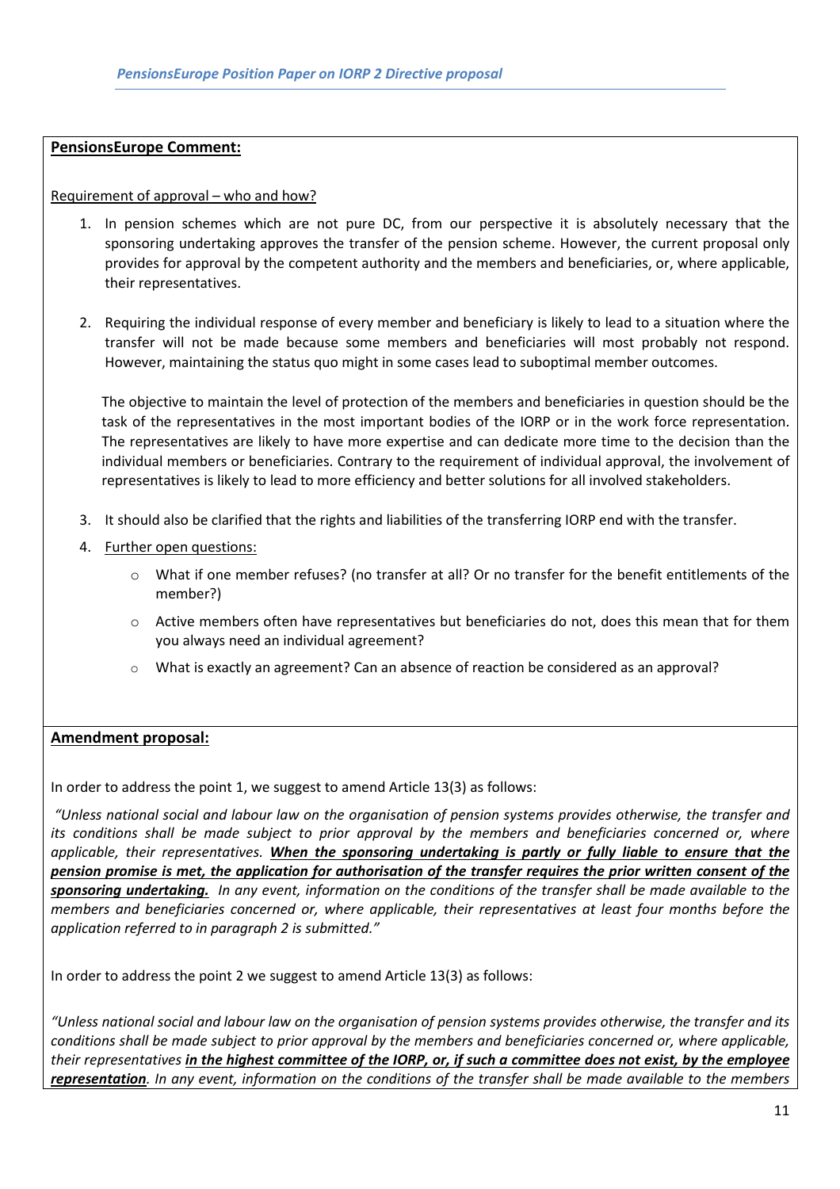**PensionsEurope Comment:**

Requirement of approval – who and how?

1. In pension schemes which are not pure DC, from our perspective it is absolutely necessary that the sponsoring undertaking approves the transfer of the pension scheme. However, the current proposal only provides for approval by the competent authority and the members and beneficiaries, or, where applicable, their representatives.

2. Requiring the individual response of every member and beneficiary is likely to lead to a situation where the transfer will not be made because some members and beneficiaries will most probably not respond. However, maintaining the status quo might in some cases lead to suboptimal member outcomes.

   The objective to maintain the level of protection of the members and beneficiaries in question should be the task of the representatives in the most important bodies of the IORP or in the work force representation. The representatives are likely to have more expertise and can dedicate more time to the decision than the individual members or beneficiaries. Contrary to the requirement of individual approval, the involvement of representatives is likely to lead to more efficiency and better solutions for all involved stakeholders.

3. It should also be clarified that the rights and liabilities of the transferring IORP end with the transfer.

4. Further open questions:
   - What if one member refuses? (no transfer at all? Or no transfer for the benefit entitlements of the member?)
   - Active members often have representatives but beneficiaries do not, does this mean that for them you always need an individual agreement?
   - What is exactly an agreement? Can an absence of reaction be considered as an approval?

**Amendment proposal:**

In order to address the point 1, we suggest to amend Article 13(3) as follows:

*"Unless national social and labour law on the organisation of pension systems provides otherwise, the transfer and its conditions shall be made subject to prior approval by the members and beneficiaries concerned or, where applicable, their representatives.* ***When the sponsoring undertaking is partly or fully liable to ensure that the pension promise is met, the application for authorisation of the transfer requires the prior written consent of the sponsoring undertaking.*** *In any event, information on the conditions of the transfer shall be made available to the members and beneficiaries concerned or, where applicable, their representatives at least four months before the application referred to in paragraph 2 is submitted."*

In order to address the point 2 we suggest to amend Article 13(3) as follows:

*"Unless national social and labour law on the organisation of pension systems provides otherwise, the transfer and its conditions shall be made subject to prior approval by the members and beneficiaries concerned or, where applicable, their representatives* ***in the highest committee of the IORP, or, if such a committee does not exist, by the employee representation****. In any event, information on the conditions of the transfer shall be made available to the members*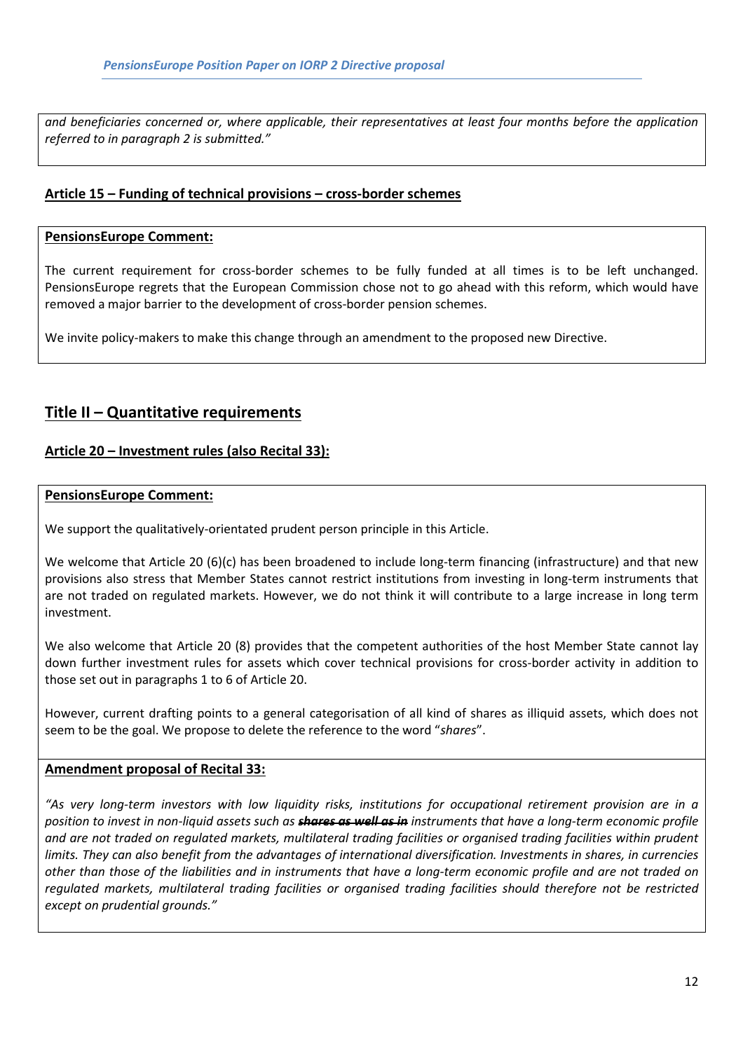*and beneficiaries concerned or, where applicable, their representatives at least four months before the application referred to in paragraph 2 is submitted."*

### Article 15 – Funding of technical provisions – cross-border schemes

**PensionsEurope Comment:**

The current requirement for cross-border schemes to be fully funded at all times is to be left unchanged. PensionsEurope regrets that the European Commission chose not to go ahead with this reform, which would have removed a major barrier to the development of cross-border pension schemes.

We invite policy-makers to make this change through an amendment to the proposed new Directive.

## Title II – Quantitative requirements

### Article 20 – Investment rules (also Recital 33):

**PensionsEurope Comment:**

We support the qualitatively-orientated prudent person principle in this Article.

We welcome that Article 20 (6)(c) has been broadened to include long-term financing (infrastructure) and that new provisions also stress that Member States cannot restrict institutions from investing in long-term instruments that are not traded on regulated markets. However, we do not think it will contribute to a large increase in long term investment.

We also welcome that Article 20 (8) provides that the competent authorities of the host Member State cannot lay down further investment rules for assets which cover technical provisions for cross-border activity in addition to those set out in paragraphs 1 to 6 of Article 20.

However, current drafting points to a general categorisation of all kind of shares as illiquid assets, which does not seem to be the goal. We propose to delete the reference to the word "*shares*".

**Amendment proposal of Recital 33:**

*"As very long-term investors with low liquidity risks, institutions for occupational retirement provision are in a position to invest in non-liquid assets such as* ***~~shares as well as in~~*** *instruments that have a long-term economic profile and are not traded on regulated markets, multilateral trading facilities or organised trading facilities within prudent limits. They can also benefit from the advantages of international diversification. Investments in shares, in currencies other than those of the liabilities and in instruments that have a long-term economic profile and are not traded on regulated markets, multilateral trading facilities or organised trading facilities should therefore not be restricted except on prudential grounds."*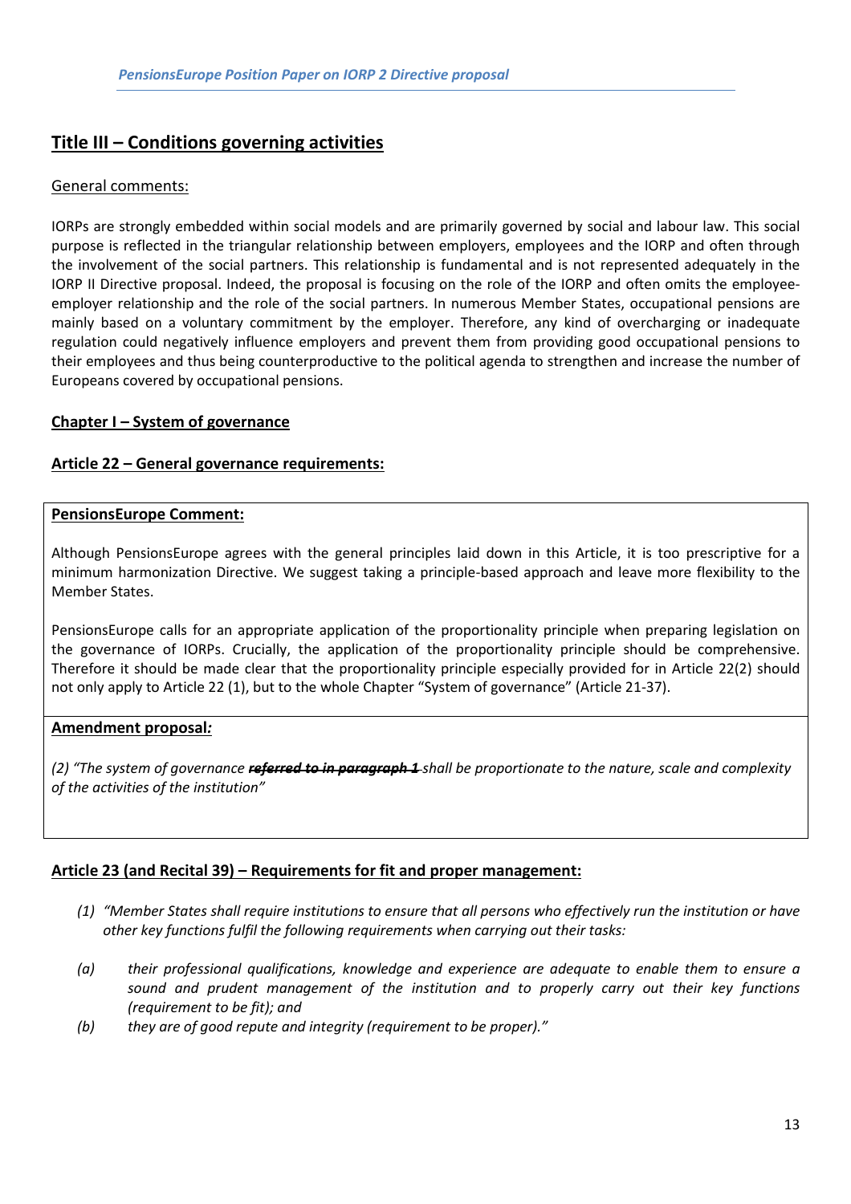## Title III – Conditions governing activities

General comments:

IORPs are strongly embedded within social models and are primarily governed by social and labour law. This social purpose is reflected in the triangular relationship between employers, employees and the IORP and often through the involvement of the social partners. This relationship is fundamental and is not represented adequately in the IORP II Directive proposal. Indeed, the proposal is focusing on the role of the IORP and often omits the employee-employer relationship and the role of the social partners. In numerous Member States, occupational pensions are mainly based on a voluntary commitment by the employer. Therefore, any kind of overcharging or inadequate regulation could negatively influence employers and prevent them from providing good occupational pensions to their employees and thus being counterproductive to the political agenda to strengthen and increase the number of Europeans covered by occupational pensions.

### Chapter I – System of governance

### Article 22 – General governance requirements:

**PensionsEurope Comment:**

Although PensionsEurope agrees with the general principles laid down in this Article, it is too prescriptive for a minimum harmonization Directive. We suggest taking a principle-based approach and leave more flexibility to the Member States.

PensionsEurope calls for an appropriate application of the proportionality principle when preparing legislation on the governance of IORPs. Crucially, the application of the proportionality principle should be comprehensive. Therefore it should be made clear that the proportionality principle especially provided for in Article 22(2) should not only apply to Article 22 (1), but to the whole Chapter "System of governance" (Article 21-37).

**Amendment proposal*:***

*(2) "The system of governance* ***~~referred to in paragraph 1~~*** *shall be proportionate to the nature, scale and complexity of the activities of the institution"*

### Article 23 (and Recital 39) – Requirements for fit and proper management:

*(1) "Member States shall require institutions to ensure that all persons who effectively run the institution or have other key functions fulfil the following requirements when carrying out their tasks:*

*(a) their professional qualifications, knowledge and experience are adequate to enable them to ensure a sound and prudent management of the institution and to properly carry out their key functions (requirement to be fit); and*

*(b) they are of good repute and integrity (requirement to be proper)."*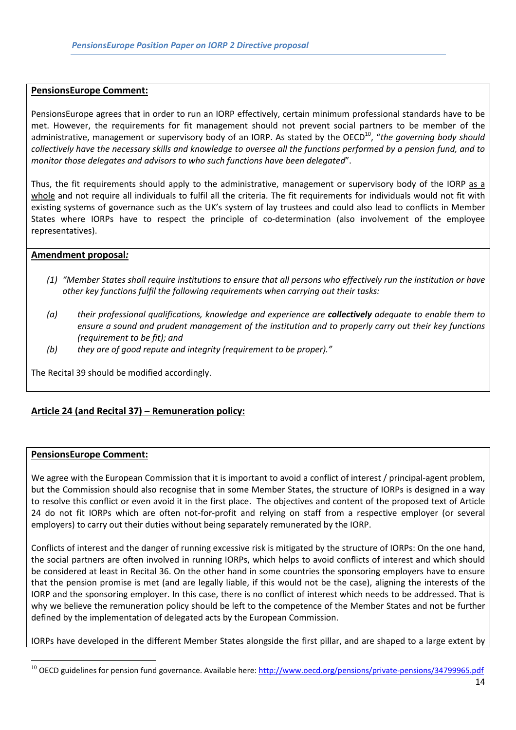**PensionsEurope Comment:**

PensionsEurope agrees that in order to run an IORP effectively, certain minimum professional standards have to be met. However, the requirements for fit management should not prevent social partners to be member of the administrative, management or supervisory body of an IORP. As stated by the OECD[10], "*the governing body should collectively have the necessary skills and knowledge to oversee all the functions performed by a pension fund, and to monitor those delegates and advisors to who such functions have been delegated*".

Thus, the fit requirements should apply to the administrative, management or supervisory body of the IORP as a whole and not require all individuals to fulfil all the criteria. The fit requirements for individuals would not fit with existing systems of governance such as the UK's system of lay trustees and could also lead to conflicts in Member States where IORPs have to respect the principle of co-determination (also involvement of the employee representatives).

**Amendment proposal*:***

*(1) "Member States shall require institutions to ensure that all persons who effectively run the institution or have other key functions fulfil the following requirements when carrying out their tasks:*

*(a) their professional qualifications, knowledge and experience are **collectively** adequate to enable them to ensure a sound and prudent management of the institution and to properly carry out their key functions (requirement to be fit); and*

*(b) they are of good repute and integrity (requirement to be proper)."*

The Recital 39 should be modified accordingly.

**Article 24 (and Recital 37) – Remuneration policy:**

**PensionsEurope Comment:**

We agree with the European Commission that it is important to avoid a conflict of interest / principal-agent problem, but the Commission should also recognise that in some Member States, the structure of IORPs is designed in a way to resolve this conflict or even avoid it in the first place. The objectives and content of the proposed text of Article 24 do not fit IORPs which are often not-for-profit and relying on staff from a respective employer (or several employers) to carry out their duties without being separately remunerated by the IORP.

Conflicts of interest and the danger of running excessive risk is mitigated by the structure of IORPs: On the one hand, the social partners are often involved in running IORPs, which helps to avoid conflicts of interest and which should be considered at least in Recital 36. On the other hand in some countries the sponsoring employers have to ensure that the pension promise is met (and are legally liable, if this would not be the case), aligning the interests of the IORP and the sponsoring employer. In this case, there is no conflict of interest which needs to be addressed. That is why we believe the remuneration policy should be left to the competence of the Member States and not be further defined by the implementation of delegated acts by the European Commission.

IORPs have developed in the different Member States alongside the first pillar, and are shaped to a large extent by

[10] OECD guidelines for pension fund governance. Available here: http://www.oecd.org/pensions/private-pensions/34799965.pdf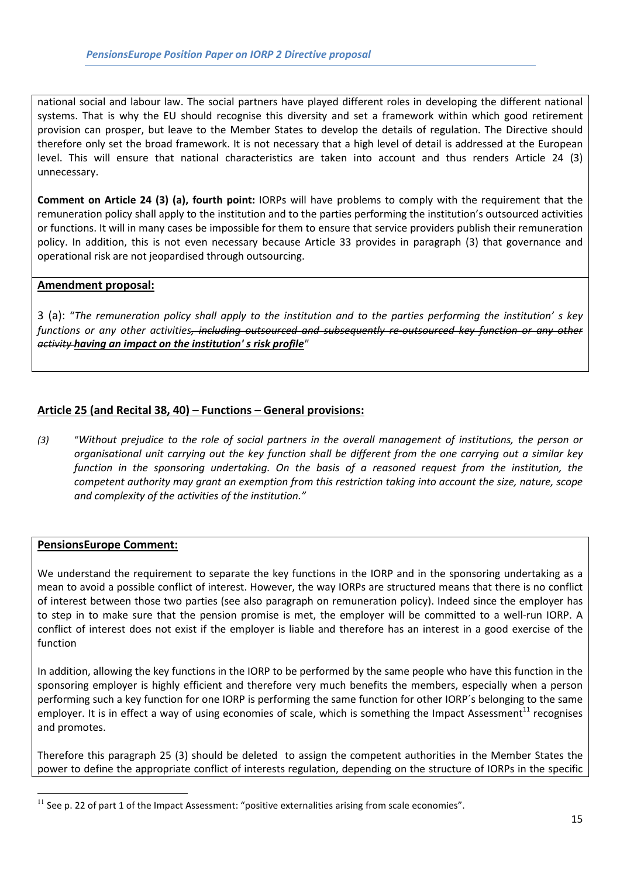national social and labour law. The social partners have played different roles in developing the different national systems. That is why the EU should recognise this diversity and set a framework within which good retirement provision can prosper, but leave to the Member States to develop the details of regulation. The Directive should therefore only set the broad framework. It is not necessary that a high level of detail is addressed at the European level. This will ensure that national characteristics are taken into account and thus renders Article 24 (3) unnecessary.

**Comment on Article 24 (3) (a), fourth point:** IORPs will have problems to comply with the requirement that the remuneration policy shall apply to the institution and to the parties performing the institution's outsourced activities or functions. It will in many cases be impossible for them to ensure that service providers publish their remuneration policy. In addition, this is not even necessary because Article 33 provides in paragraph (3) that governance and operational risk are not jeopardised through outsourcing.

**Amendment proposal:**

3 (a): "*The remuneration policy shall apply to the institution and to the parties performing the institution' s key functions or any other activities~~, including outsourced and subsequently re-outsourced key function or any other activity~~ **having an impact on the institution' s risk profile***"

## Article 25 (and Recital 38, 40) – Functions – General provisions:

*(3)* "*Without prejudice to the role of social partners in the overall management of institutions, the person or organisational unit carrying out the key function shall be different from the one carrying out a similar key function in the sponsoring undertaking. On the basis of a reasoned request from the institution, the competent authority may grant an exemption from this restriction taking into account the size, nature, scope and complexity of the activities of the institution."*

**PensionsEurope Comment:**

We understand the requirement to separate the key functions in the IORP and in the sponsoring undertaking as a mean to avoid a possible conflict of interest. However, the way IORPs are structured means that there is no conflict of interest between those two parties (see also paragraph on remuneration policy). Indeed since the employer has to step in to make sure that the pension promise is met, the employer will be committed to a well-run IORP. A conflict of interest does not exist if the employer is liable and therefore has an interest in a good exercise of the function

In addition, allowing the key functions in the IORP to be performed by the same people who have this function in the sponsoring employer is highly efficient and therefore very much benefits the members, especially when a person performing such a key function for one IORP is performing the same function for other IORP´s belonging to the same employer. It is in effect a way of using economies of scale, which is something the Impact Assessment[11] recognises and promotes.

Therefore this paragraph 25 (3) should be deleted to assign the competent authorities in the Member States the power to define the appropriate conflict of interests regulation, depending on the structure of IORPs in the specific

[11] See p. 22 of part 1 of the Impact Assessment: "positive externalities arising from scale economies".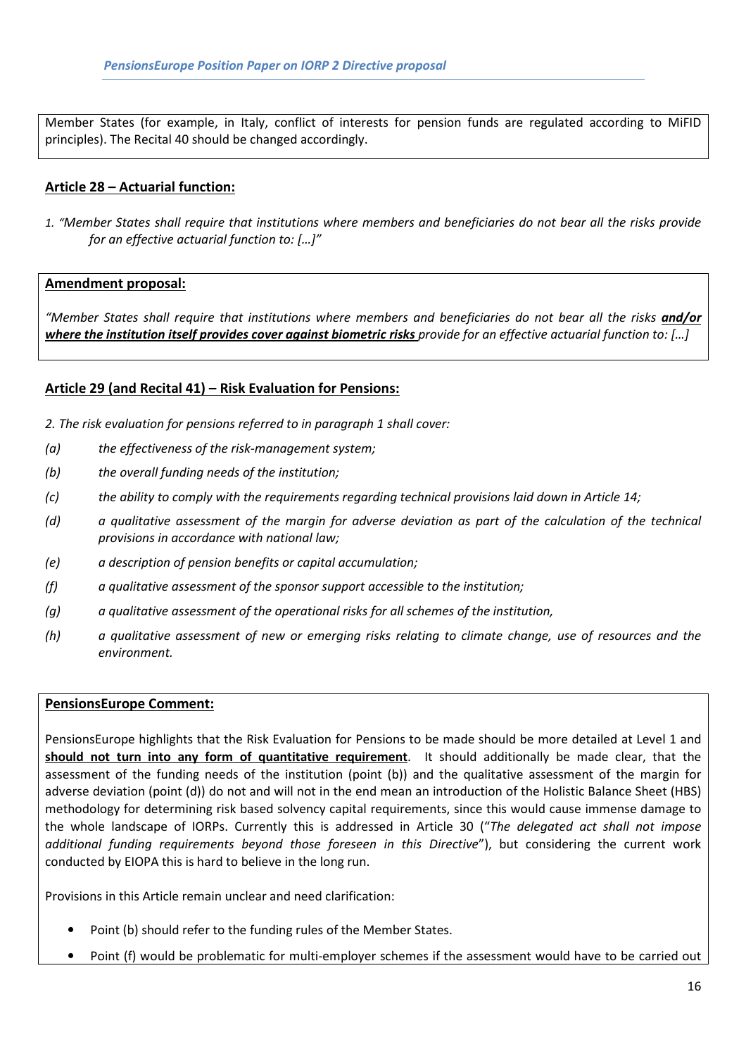Member States (for example, in Italy, conflict of interests for pension funds are regulated according to MiFID principles). The Recital 40 should be changed accordingly.

**Article 28 – Actuarial function:**

1. *"Member States shall require that institutions where members and beneficiaries do not bear all the risks provide for an effective actuarial function to: […]"*

**Amendment proposal:**

*"Member States shall require that institutions where members and beneficiaries do not bear all the risks* ***and/or where the institution itself provides cover against biometric risks*** *provide for an effective actuarial function to: […]*

**Article 29 (and Recital 41) – Risk Evaluation for Pensions:**

*2. The risk evaluation for pensions referred to in paragraph 1 shall cover:*

*(a) the effectiveness of the risk-management system;*

*(b) the overall funding needs of the institution;*

*(c) the ability to comply with the requirements regarding technical provisions laid down in Article 14;*

*(d) a qualitative assessment of the margin for adverse deviation as part of the calculation of the technical provisions in accordance with national law;*

*(e) a description of pension benefits or capital accumulation;*

*(f) a qualitative assessment of the sponsor support accessible to the institution;*

*(g) a qualitative assessment of the operational risks for all schemes of the institution,*

*(h) a qualitative assessment of new or emerging risks relating to climate change, use of resources and the environment.*

**PensionsEurope Comment:**

PensionsEurope highlights that the Risk Evaluation for Pensions to be made should be more detailed at Level 1 and **should not turn into any form of quantitative requirement**. It should additionally be made clear, that the assessment of the funding needs of the institution (point (b)) and the qualitative assessment of the margin for adverse deviation (point (d)) do not and will not in the end mean an introduction of the Holistic Balance Sheet (HBS) methodology for determining risk based solvency capital requirements, since this would cause immense damage to the whole landscape of IORPs. Currently this is addressed in Article 30 ("*The delegated act shall not impose additional funding requirements beyond those foreseen in this Directive*"), but considering the current work conducted by EIOPA this is hard to believe in the long run.

Provisions in this Article remain unclear and need clarification:

- Point (b) should refer to the funding rules of the Member States.
- Point (f) would be problematic for multi-employer schemes if the assessment would have to be carried out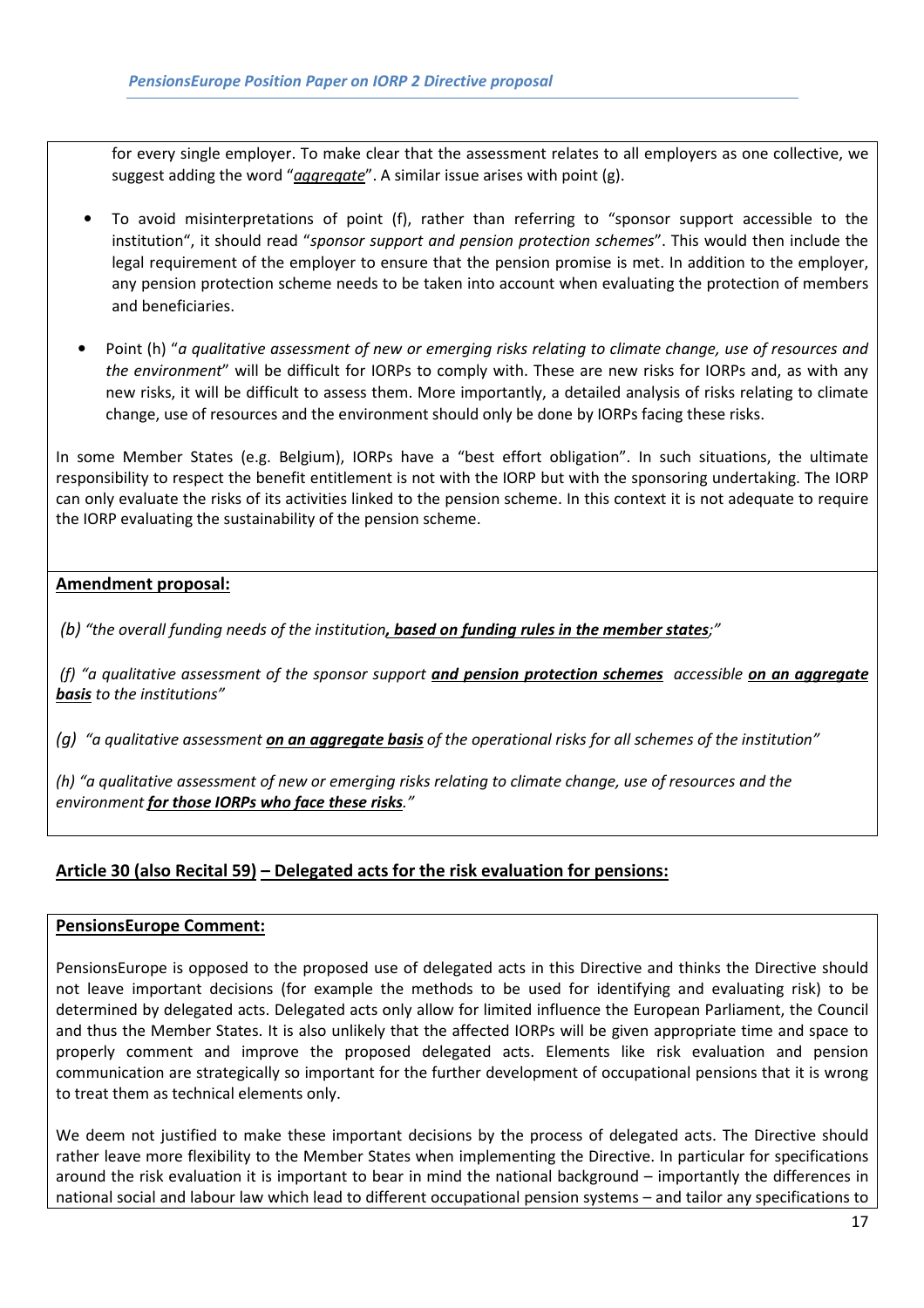for every single employer. To make clear that the assessment relates to all employers as one collective, we suggest adding the word "***aggregate***". A similar issue arises with point (g).

- To avoid misinterpretations of point (f), rather than referring to "sponsor support accessible to the institution", it should read "*sponsor support and pension protection schemes*". This would then include the legal requirement of the employer to ensure that the pension promise is met. In addition to the employer, any pension protection scheme needs to be taken into account when evaluating the protection of members and beneficiaries.

- Point (h) "*a qualitative assessment of new or emerging risks relating to climate change, use of resources and the environment*" will be difficult for IORPs to comply with. These are new risks for IORPs and, as with any new risks, it will be difficult to assess them. More importantly, a detailed analysis of risks relating to climate change, use of resources and the environment should only be done by IORPs facing these risks.

In some Member States (e.g. Belgium), IORPs have a "best effort obligation". In such situations, the ultimate responsibility to respect the benefit entitlement is not with the IORP but with the sponsoring undertaking. The IORP can only evaluate the risks of its activities linked to the pension scheme. In this context it is not adequate to require the IORP evaluating the sustainability of the pension scheme.

**Amendment proposal:**

*(b) "the overall funding needs of the institution**, based on funding rules in the member states**;"*

*(f) "a qualitative assessment of the sponsor support **and pension protection schemes** accessible **on an aggregate basis** to the institutions"*

*(g) "a qualitative assessment **on an aggregate basis** of the operational risks for all schemes of the institution"*

*(h) "a qualitative assessment of new or emerging risks relating to climate change, use of resources and the environment **for those IORPs who face these risks**."*

## Article 30 (also Recital 59) – Delegated acts for the risk evaluation for pensions:

**PensionsEurope Comment:**

PensionsEurope is opposed to the proposed use of delegated acts in this Directive and thinks the Directive should not leave important decisions (for example the methods to be used for identifying and evaluating risk) to be determined by delegated acts. Delegated acts only allow for limited influence the European Parliament, the Council and thus the Member States. It is also unlikely that the affected IORPs will be given appropriate time and space to properly comment and improve the proposed delegated acts. Elements like risk evaluation and pension communication are strategically so important for the further development of occupational pensions that it is wrong to treat them as technical elements only.

We deem not justified to make these important decisions by the process of delegated acts. The Directive should rather leave more flexibility to the Member States when implementing the Directive. In particular for specifications around the risk evaluation it is important to bear in mind the national background – importantly the differences in national social and labour law which lead to different occupational pension systems – and tailor any specifications to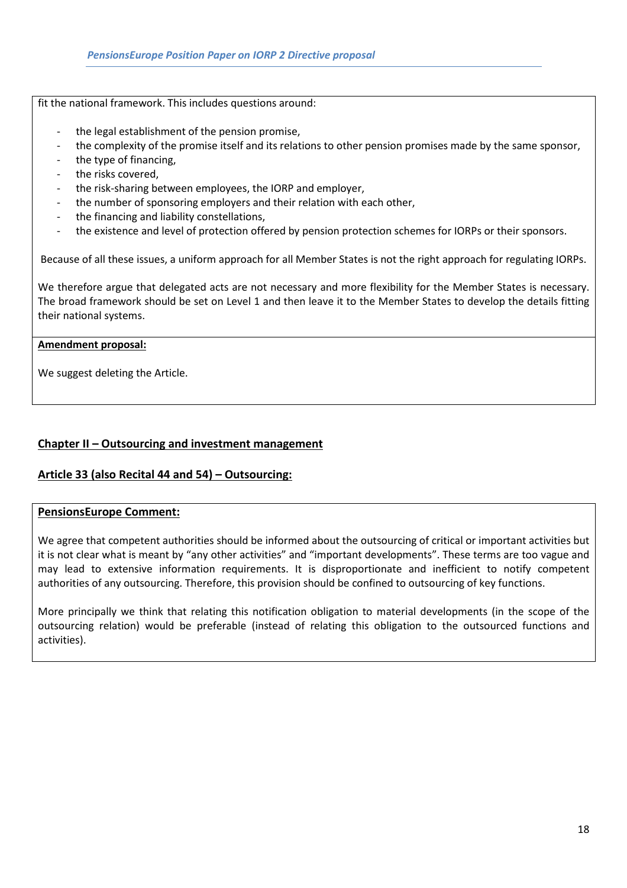fit the national framework. This includes questions around:

- the legal establishment of the pension promise,
- the complexity of the promise itself and its relations to other pension promises made by the same sponsor,
- the type of financing,
- the risks covered,
- the risk-sharing between employees, the IORP and employer,
- the number of sponsoring employers and their relation with each other,
- the financing and liability constellations,
- the existence and level of protection offered by pension protection schemes for IORPs or their sponsors.

Because of all these issues, a uniform approach for all Member States is not the right approach for regulating IORPs.

We therefore argue that delegated acts are not necessary and more flexibility for the Member States is necessary. The broad framework should be set on Level 1 and then leave it to the Member States to develop the details fitting their national systems.

**Amendment proposal:**

We suggest deleting the Article.

## Chapter II – Outsourcing and investment management

### Article 33 (also Recital 44 and 54) – Outsourcing:

**PensionsEurope Comment:**

We agree that competent authorities should be informed about the outsourcing of critical or important activities but it is not clear what is meant by "any other activities" and "important developments". These terms are too vague and may lead to extensive information requirements. It is disproportionate and inefficient to notify competent authorities of any outsourcing. Therefore, this provision should be confined to outsourcing of key functions.

More principally we think that relating this notification obligation to material developments (in the scope of the outsourcing relation) would be preferable (instead of relating this obligation to the outsourced functions and activities).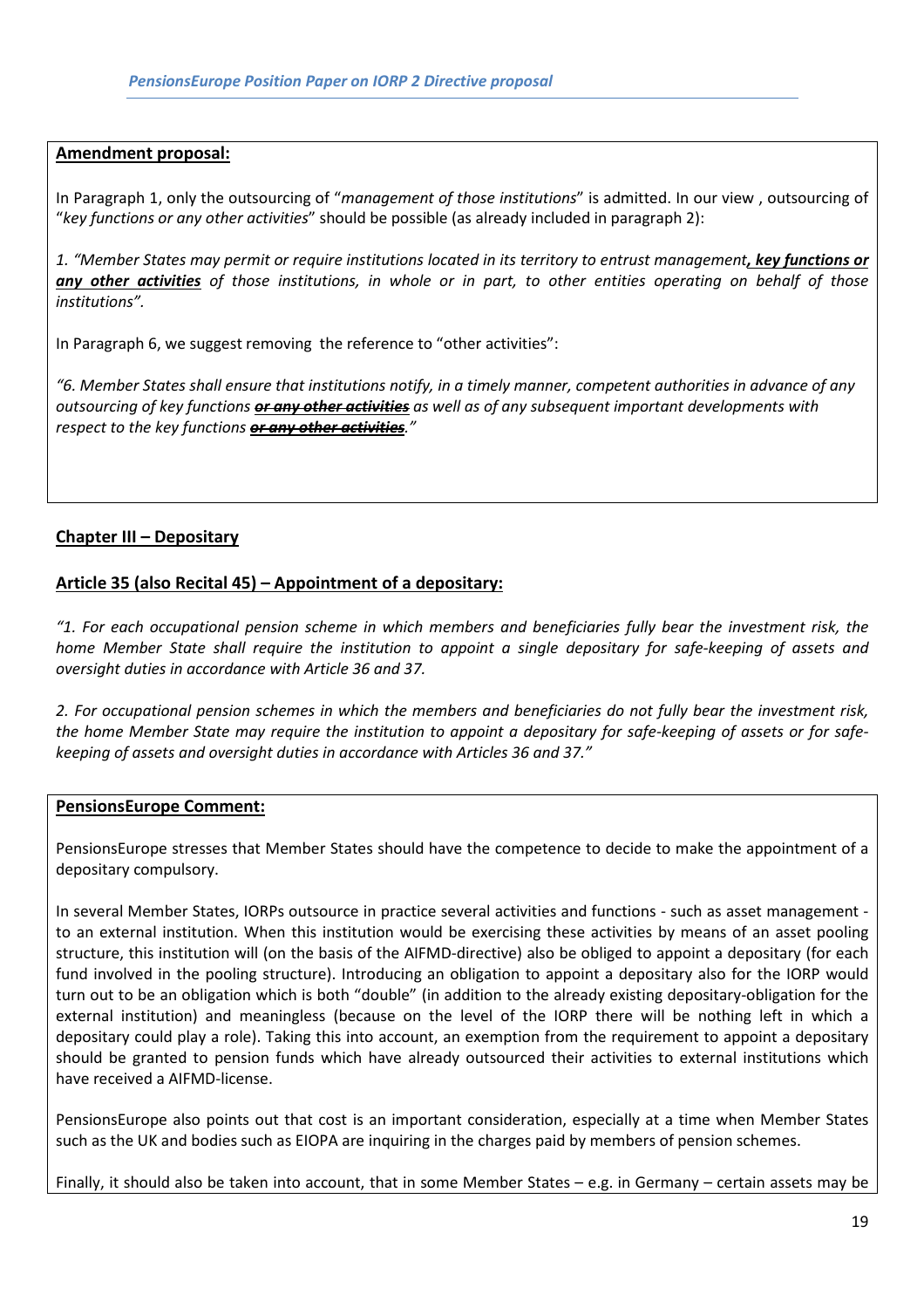**Amendment proposal:**

In Paragraph 1, only the outsourcing of "*management of those institutions*" is admitted. In our view , outsourcing of "*key functions or any other activities*" should be possible (as already included in paragraph 2):

*1. "Member States may permit or require institutions located in its territory to entrust management**, key functions or any other activities** of those institutions, in whole or in part, to other entities operating on behalf of those institutions".*

In Paragraph 6, we suggest removing the reference to "other activities":

*"6. Member States shall ensure that institutions notify, in a timely manner, competent authorities in advance of any outsourcing of key functions ~~**or any other activities**~~ as well as of any subsequent important developments with respect to the key functions ~~**or any other activities**~~."*

## Chapter III – Depositary

### Article 35 (also Recital 45) – Appointment of a depositary:

*"1. For each occupational pension scheme in which members and beneficiaries fully bear the investment risk, the home Member State shall require the institution to appoint a single depositary for safe-keeping of assets and oversight duties in accordance with Article 36 and 37.*

*2. For occupational pension schemes in which the members and beneficiaries do not fully bear the investment risk, the home Member State may require the institution to appoint a depositary for safe-keeping of assets or for safe-keeping of assets and oversight duties in accordance with Articles 36 and 37."*

**PensionsEurope Comment:**

PensionsEurope stresses that Member States should have the competence to decide to make the appointment of a depositary compulsory.

In several Member States, IORPs outsource in practice several activities and functions - such as asset management - to an external institution. When this institution would be exercising these activities by means of an asset pooling structure, this institution will (on the basis of the AIFMD-directive) also be obliged to appoint a depositary (for each fund involved in the pooling structure). Introducing an obligation to appoint a depositary also for the IORP would turn out to be an obligation which is both "double" (in addition to the already existing depositary-obligation for the external institution) and meaningless (because on the level of the IORP there will be nothing left in which a depositary could play a role). Taking this into account, an exemption from the requirement to appoint a depositary should be granted to pension funds which have already outsourced their activities to external institutions which have received a AIFMD-license.

PensionsEurope also points out that cost is an important consideration, especially at a time when Member States such as the UK and bodies such as EIOPA are inquiring in the charges paid by members of pension schemes.

Finally, it should also be taken into account, that in some Member States – e.g. in Germany – certain assets may be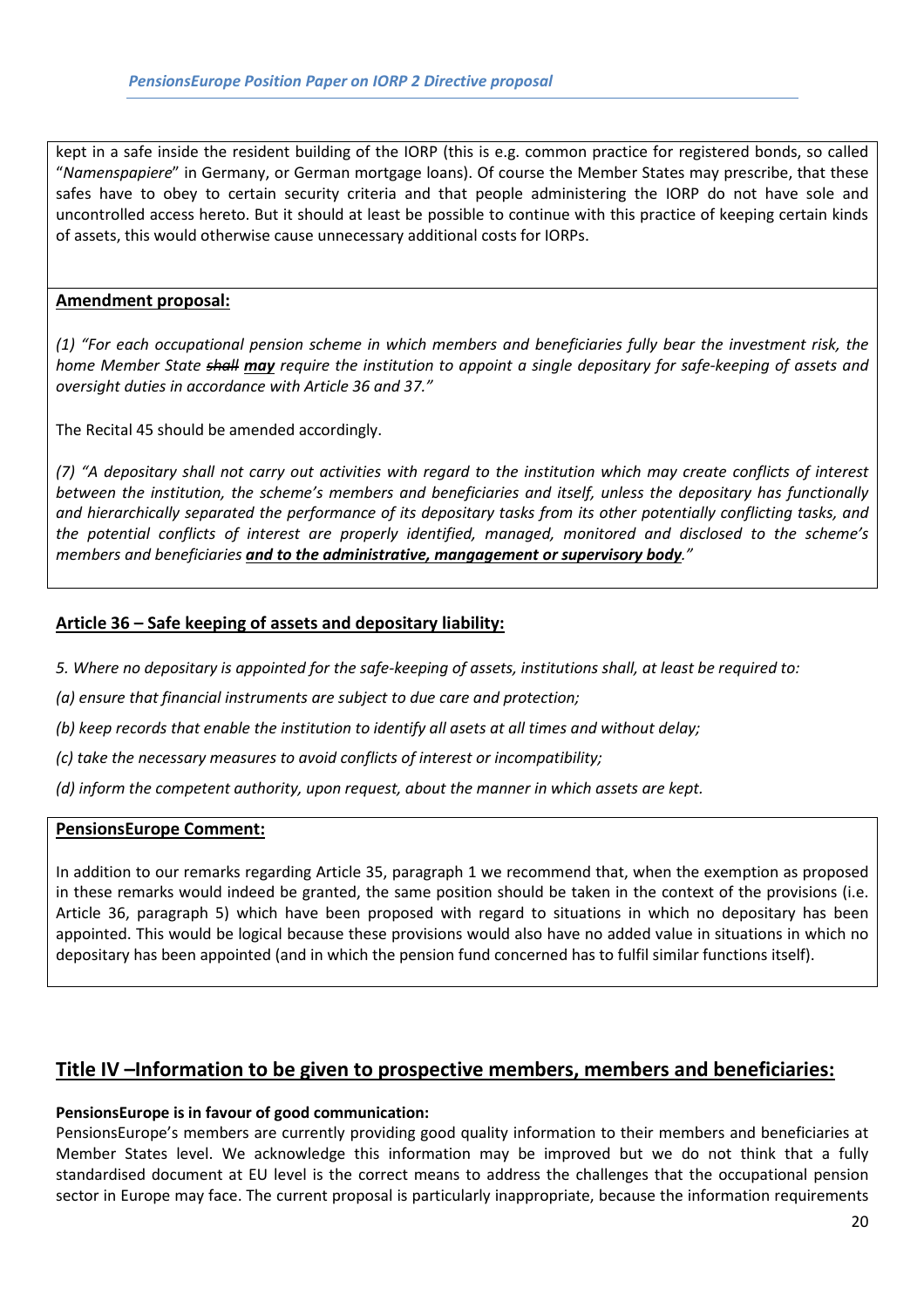kept in a safe inside the resident building of the IORP (this is e.g. common practice for registered bonds, so called "*Namenspapiere*" in Germany, or German mortgage loans). Of course the Member States may prescribe, that these safes have to obey to certain security criteria and that people administering the IORP do not have sole and uncontrolled access hereto. But it should at least be possible to continue with this practice of keeping certain kinds of assets, this would otherwise cause unnecessary additional costs for IORPs.

**Amendment proposal:**

*(1) "For each occupational pension scheme in which members and beneficiaries fully bear the investment risk, the home Member State ~~shall~~ **may** require the institution to appoint a single depositary for safe-keeping of assets and oversight duties in accordance with Article 36 and 37."*

The Recital 45 should be amended accordingly.

*(7) "A depositary shall not carry out activities with regard to the institution which may create conflicts of interest between the institution, the scheme's members and beneficiaries and itself, unless the depositary has functionally and hierarchically separated the performance of its depositary tasks from its other potentially conflicting tasks, and the potential conflicts of interest are properly identified, managed, monitored and disclosed to the scheme's members and beneficiaries **and to the administrative, mangagement or supervisory body**."*

### Article 36 – Safe keeping of assets and depositary liability:

*5. Where no depositary is appointed for the safe-keeping of assets, institutions shall, at least be required to:*

*(a) ensure that financial instruments are subject to due care and protection;*

*(b) keep records that enable the institution to identify all asets at all times and without delay;*

*(c) take the necessary measures to avoid conflicts of interest or incompatibility;*

*(d) inform the competent authority, upon request, about the manner in which assets are kept.*

**PensionsEurope Comment:**

In addition to our remarks regarding Article 35, paragraph 1 we recommend that, when the exemption as proposed in these remarks would indeed be granted, the same position should be taken in the context of the provisions (i.e. Article 36, paragraph 5) which have been proposed with regard to situations in which no depositary has been appointed. This would be logical because these provisions would also have no added value in situations in which no depositary has been appointed (and in which the pension fund concerned has to fulfil similar functions itself).

## Title IV –Information to be given to prospective members, members and beneficiaries:

**PensionsEurope is in favour of good communication:**

PensionsEurope's members are currently providing good quality information to their members and beneficiaries at Member States level. We acknowledge this information may be improved but we do not think that a fully standardised document at EU level is the correct means to address the challenges that the occupational pension sector in Europe may face. The current proposal is particularly inappropriate, because the information requirements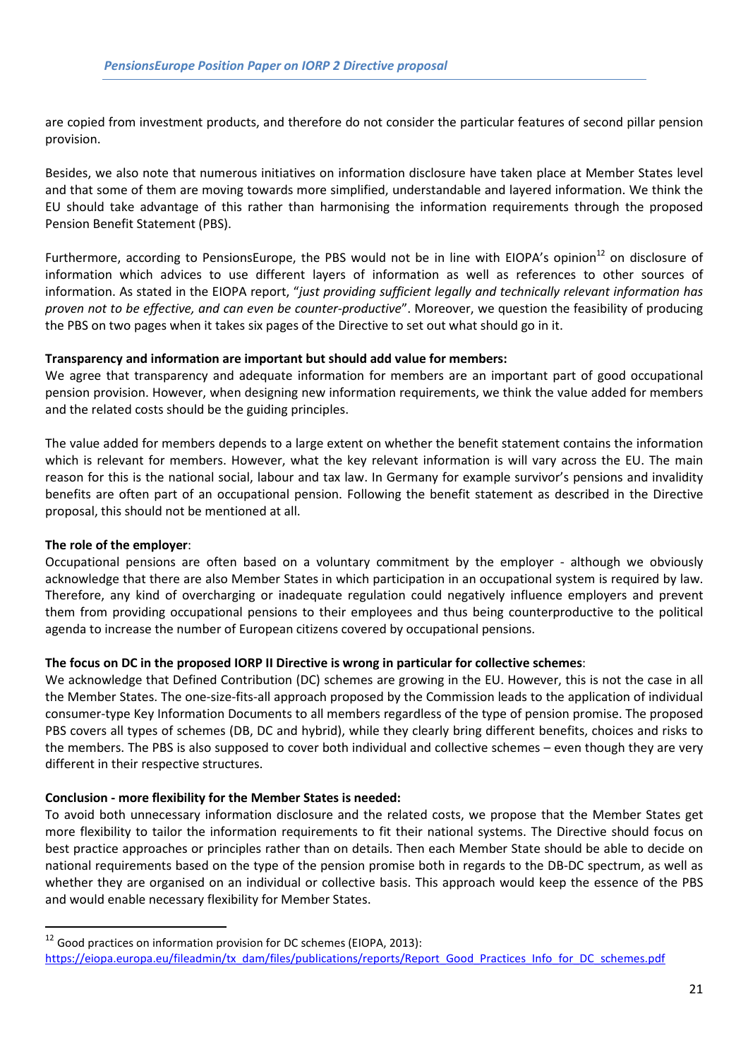are copied from investment products, and therefore do not consider the particular features of second pillar pension provision.

Besides, we also note that numerous initiatives on information disclosure have taken place at Member States level and that some of them are moving towards more simplified, understandable and layered information. We think the EU should take advantage of this rather than harmonising the information requirements through the proposed Pension Benefit Statement (PBS).

Furthermore, according to PensionsEurope, the PBS would not be in line with EIOPA's opinion[12] on disclosure of information which advices to use different layers of information as well as references to other sources of information. As stated in the EIOPA report, "*just providing sufficient legally and technically relevant information has proven not to be effective, and can even be counter-productive*". Moreover, we question the feasibility of producing the PBS on two pages when it takes six pages of the Directive to set out what should go in it.

**Transparency and information are important but should add value for members:**
We agree that transparency and adequate information for members are an important part of good occupational pension provision. However, when designing new information requirements, we think the value added for members and the related costs should be the guiding principles.

The value added for members depends to a large extent on whether the benefit statement contains the information which is relevant for members. However, what the key relevant information is will vary across the EU. The main reason for this is the national social, labour and tax law. In Germany for example survivor's pensions and invalidity benefits are often part of an occupational pension. Following the benefit statement as described in the Directive proposal, this should not be mentioned at all.

**The role of the employer**:
Occupational pensions are often based on a voluntary commitment by the employer - although we obviously acknowledge that there are also Member States in which participation in an occupational system is required by law. Therefore, any kind of overcharging or inadequate regulation could negatively influence employers and prevent them from providing occupational pensions to their employees and thus being counterproductive to the political agenda to increase the number of European citizens covered by occupational pensions.

**The focus on DC in the proposed IORP II Directive is wrong in particular for collective schemes**:
We acknowledge that Defined Contribution (DC) schemes are growing in the EU. However, this is not the case in all the Member States. The one-size-fits-all approach proposed by the Commission leads to the application of individual consumer-type Key Information Documents to all members regardless of the type of pension promise. The proposed PBS covers all types of schemes (DB, DC and hybrid), while they clearly bring different benefits, choices and risks to the members. The PBS is also supposed to cover both individual and collective schemes – even though they are very different in their respective structures.

**Conclusion - more flexibility for the Member States is needed:**
To avoid both unnecessary information disclosure and the related costs, we propose that the Member States get more flexibility to tailor the information requirements to fit their national systems. The Directive should focus on best practice approaches or principles rather than on details. Then each Member State should be able to decide on national requirements based on the type of the pension promise both in regards to the DB-DC spectrum, as well as whether they are organised on an individual or collective basis. This approach would keep the essence of the PBS and would enable necessary flexibility for Member States.

---

[12] Good practices on information provision for DC schemes (EIOPA, 2013): https://eiopa.europa.eu/fileadmin/tx_dam/files/publications/reports/Report_Good_Practices_Info_for_DC_schemes.pdf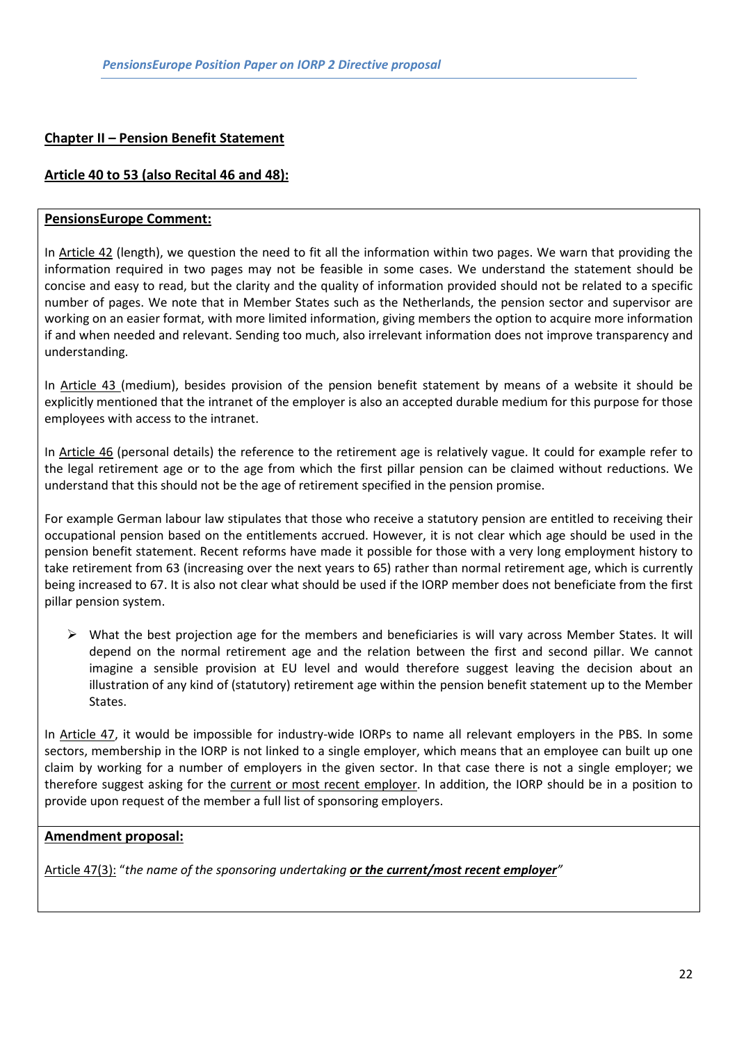**Chapter II – Pension Benefit Statement**

**Article 40 to 53 (also Recital 46 and 48):**

**PensionsEurope Comment:**

In Article 42 (length), we question the need to fit all the information within two pages. We warn that providing the information required in two pages may not be feasible in some cases. We understand the statement should be concise and easy to read, but the clarity and the quality of information provided should not be related to a specific number of pages. We note that in Member States such as the Netherlands, the pension sector and supervisor are working on an easier format, with more limited information, giving members the option to acquire more information if and when needed and relevant. Sending too much, also irrelevant information does not improve transparency and understanding.

In Article 43 (medium), besides provision of the pension benefit statement by means of a website it should be explicitly mentioned that the intranet of the employer is also an accepted durable medium for this purpose for those employees with access to the intranet.

In Article 46 (personal details) the reference to the retirement age is relatively vague. It could for example refer to the legal retirement age or to the age from which the first pillar pension can be claimed without reductions. We understand that this should not be the age of retirement specified in the pension promise.

For example German labour law stipulates that those who receive a statutory pension are entitled to receiving their occupational pension based on the entitlements accrued. However, it is not clear which age should be used in the pension benefit statement. Recent reforms have made it possible for those with a very long employment history to take retirement from 63 (increasing over the next years to 65) rather than normal retirement age, which is currently being increased to 67. It is also not clear what should be used if the IORP member does not beneficiate from the first pillar pension system.

- What the best projection age for the members and beneficiaries is will vary across Member States. It will depend on the normal retirement age and the relation between the first and second pillar. We cannot imagine a sensible provision at EU level and would therefore suggest leaving the decision about an illustration of any kind of (statutory) retirement age within the pension benefit statement up to the Member States.

In Article 47, it would be impossible for industry-wide IORPs to name all relevant employers in the PBS. In some sectors, membership in the IORP is not linked to a single employer, which means that an employee can built up one claim by working for a number of employers in the given sector. In that case there is not a single employer; we therefore suggest asking for the current or most recent employer. In addition, the IORP should be in a position to provide upon request of the member a full list of sponsoring employers.

**Amendment proposal:**

Article 47(3): "*the name of the sponsoring undertaking **or the current/most recent employer***"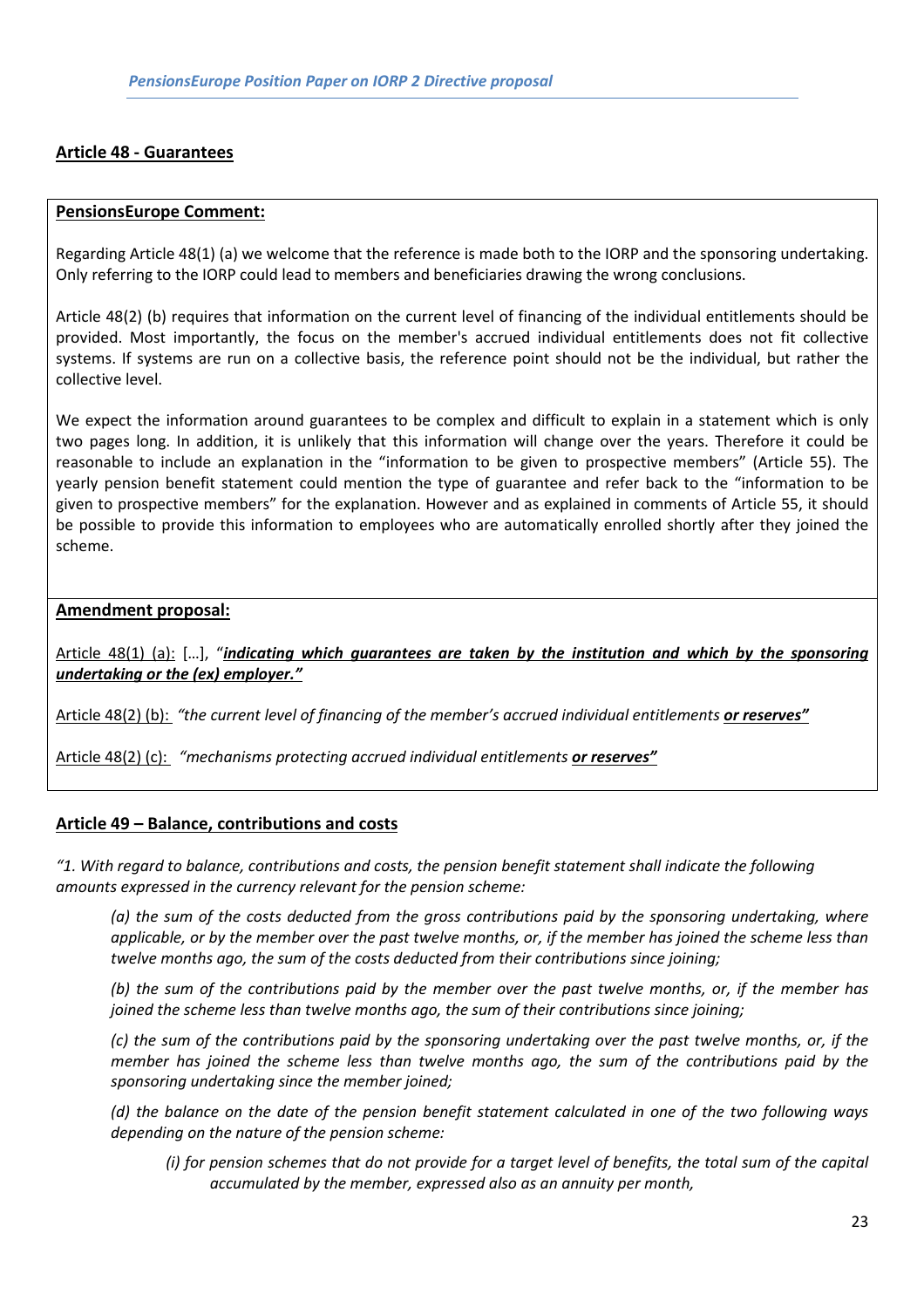**Article 48 - Guarantees**

**PensionsEurope Comment:**

Regarding Article 48(1) (a) we welcome that the reference is made both to the IORP and the sponsoring undertaking. Only referring to the IORP could lead to members and beneficiaries drawing the wrong conclusions.

Article 48(2) (b) requires that information on the current level of financing of the individual entitlements should be provided. Most importantly, the focus on the member's accrued individual entitlements does not fit collective systems. If systems are run on a collective basis, the reference point should not be the individual, but rather the collective level.

We expect the information around guarantees to be complex and difficult to explain in a statement which is only two pages long. In addition, it is unlikely that this information will change over the years. Therefore it could be reasonable to include an explanation in the "information to be given to prospective members" (Article 55). The yearly pension benefit statement could mention the type of guarantee and refer back to the "information to be given to prospective members" for the explanation. However and as explained in comments of Article 55, it should be possible to provide this information to employees who are automatically enrolled shortly after they joined the scheme.

**Amendment proposal:**

Article 48(1) (a): […], "***indicating which guarantees are taken by the institution and which by the sponsoring undertaking or the (ex) employer."***

Article 48(2) (b): *"the current level of financing of the member's accrued individual entitlements* ***or reserves"***

Article 48(2) (c): *"mechanisms protecting accrued individual entitlements* ***or reserves"***

**Article 49 – Balance, contributions and costs**

*"1. With regard to balance, contributions and costs, the pension benefit statement shall indicate the following amounts expressed in the currency relevant for the pension scheme:*

*(a) the sum of the costs deducted from the gross contributions paid by the sponsoring undertaking, where applicable, or by the member over the past twelve months, or, if the member has joined the scheme less than twelve months ago, the sum of the costs deducted from their contributions since joining;*

*(b) the sum of the contributions paid by the member over the past twelve months, or, if the member has joined the scheme less than twelve months ago, the sum of their contributions since joining;*

*(c) the sum of the contributions paid by the sponsoring undertaking over the past twelve months, or, if the member has joined the scheme less than twelve months ago, the sum of the contributions paid by the sponsoring undertaking since the member joined;*

*(d) the balance on the date of the pension benefit statement calculated in one of the two following ways depending on the nature of the pension scheme:*

*(i) for pension schemes that do not provide for a target level of benefits, the total sum of the capital accumulated by the member, expressed also as an annuity per month,*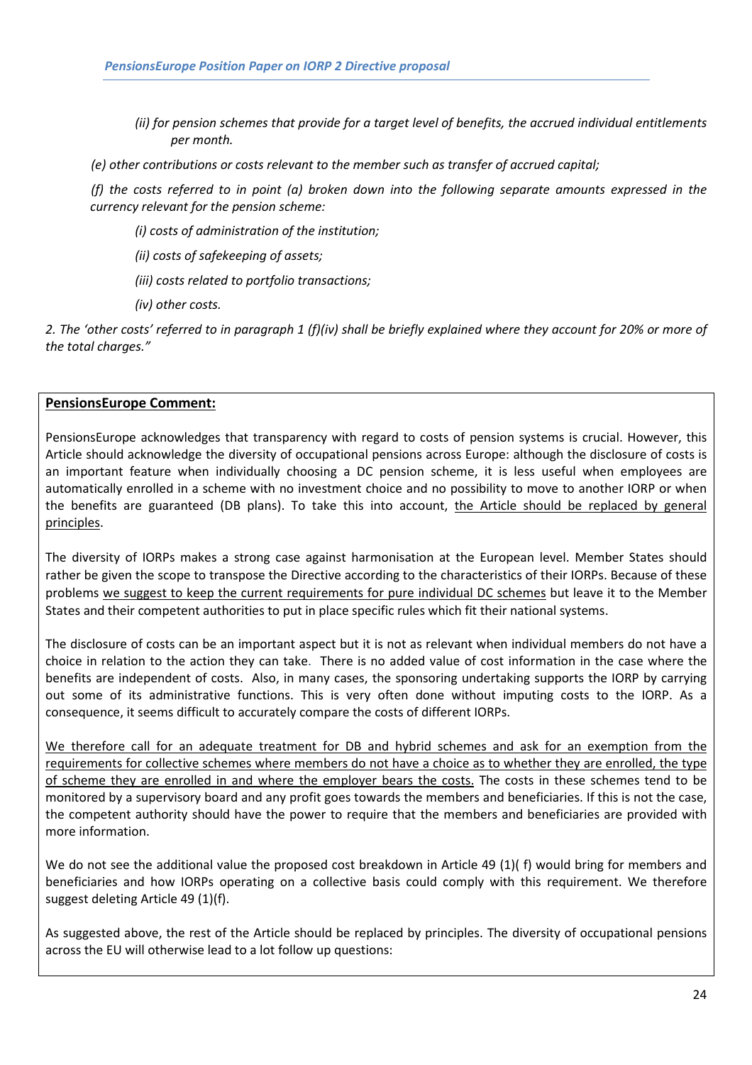*(ii) for pension schemes that provide for a target level of benefits, the accrued individual entitlements per month.*

*(e) other contributions or costs relevant to the member such as transfer of accrued capital;*

*(f) the costs referred to in point (a) broken down into the following separate amounts expressed in the currency relevant for the pension scheme:*

*(i) costs of administration of the institution;*

*(ii) costs of safekeeping of assets;*

*(iii) costs related to portfolio transactions;*

*(iv) other costs.*

*2. The 'other costs' referred to in paragraph 1 (f)(iv) shall be briefly explained where they account for 20% or more of the total charges."*

**PensionsEurope Comment:**

PensionsEurope acknowledges that transparency with regard to costs of pension systems is crucial. However, this Article should acknowledge the diversity of occupational pensions across Europe: although the disclosure of costs is an important feature when individually choosing a DC pension scheme, it is less useful when employees are automatically enrolled in a scheme with no investment choice and no possibility to move to another IORP or when the benefits are guaranteed (DB plans). To take this into account, the Article should be replaced by general principles.

The diversity of IORPs makes a strong case against harmonisation at the European level. Member States should rather be given the scope to transpose the Directive according to the characteristics of their IORPs. Because of these problems we suggest to keep the current requirements for pure individual DC schemes but leave it to the Member States and their competent authorities to put in place specific rules which fit their national systems.

The disclosure of costs can be an important aspect but it is not as relevant when individual members do not have a choice in relation to the action they can take. There is no added value of cost information in the case where the benefits are independent of costs. Also, in many cases, the sponsoring undertaking supports the IORP by carrying out some of its administrative functions. This is very often done without imputing costs to the IORP. As a consequence, it seems difficult to accurately compare the costs of different IORPs.

We therefore call for an adequate treatment for DB and hybrid schemes and ask for an exemption from the requirements for collective schemes where members do not have a choice as to whether they are enrolled, the type of scheme they are enrolled in and where the employer bears the costs. The costs in these schemes tend to be monitored by a supervisory board and any profit goes towards the members and beneficiaries. If this is not the case, the competent authority should have the power to require that the members and beneficiaries are provided with more information.

We do not see the additional value the proposed cost breakdown in Article 49 (1)( f) would bring for members and beneficiaries and how IORPs operating on a collective basis could comply with this requirement. We therefore suggest deleting Article 49 (1)(f).

As suggested above, the rest of the Article should be replaced by principles. The diversity of occupational pensions across the EU will otherwise lead to a lot follow up questions: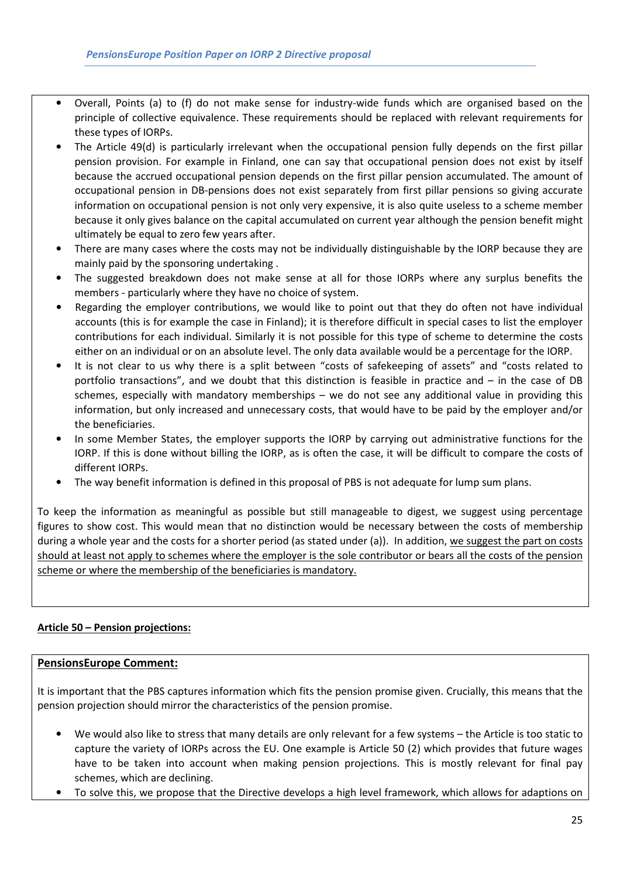- Overall, Points (a) to (f) do not make sense for industry-wide funds which are organised based on the principle of collective equivalence. These requirements should be replaced with relevant requirements for these types of IORPs.
- The Article 49(d) is particularly irrelevant when the occupational pension fully depends on the first pillar pension provision. For example in Finland, one can say that occupational pension does not exist by itself because the accrued occupational pension depends on the first pillar pension accumulated. The amount of occupational pension in DB-pensions does not exist separately from first pillar pensions so giving accurate information on occupational pension is not only very expensive, it is also quite useless to a scheme member because it only gives balance on the capital accumulated on current year although the pension benefit might ultimately be equal to zero few years after.
- There are many cases where the costs may not be individually distinguishable by the IORP because they are mainly paid by the sponsoring undertaking .
- The suggested breakdown does not make sense at all for those IORPs where any surplus benefits the members - particularly where they have no choice of system.
- Regarding the employer contributions, we would like to point out that they do often not have individual accounts (this is for example the case in Finland); it is therefore difficult in special cases to list the employer contributions for each individual. Similarly it is not possible for this type of scheme to determine the costs either on an individual or on an absolute level. The only data available would be a percentage for the IORP.
- It is not clear to us why there is a split between "costs of safekeeping of assets" and "costs related to portfolio transactions", and we doubt that this distinction is feasible in practice and – in the case of DB schemes, especially with mandatory memberships – we do not see any additional value in providing this information, but only increased and unnecessary costs, that would have to be paid by the employer and/or the beneficiaries.
- In some Member States, the employer supports the IORP by carrying out administrative functions for the IORP. If this is done without billing the IORP, as is often the case, it will be difficult to compare the costs of different IORPs.
- The way benefit information is defined in this proposal of PBS is not adequate for lump sum plans.

To keep the information as meaningful as possible but still manageable to digest, we suggest using percentage figures to show cost. This would mean that no distinction would be necessary between the costs of membership during a whole year and the costs for a shorter period (as stated under (a)). In addition, <u>we suggest the part on costs should at least not apply to schemes where the employer is the sole contributor or bears all the costs of the pension scheme or where the membership of the beneficiaries is mandatory.</u>

**<u>Article 50 – Pension projections:</u>**

**<u>PensionsEurope Comment:</u>**

It is important that the PBS captures information which fits the pension promise given. Crucially, this means that the pension projection should mirror the characteristics of the pension promise.

- We would also like to stress that many details are only relevant for a few systems – the Article is too static to capture the variety of IORPs across the EU. One example is Article 50 (2) which provides that future wages have to be taken into account when making pension projections. This is mostly relevant for final pay schemes, which are declining.
- To solve this, we propose that the Directive develops a high level framework, which allows for adaptions on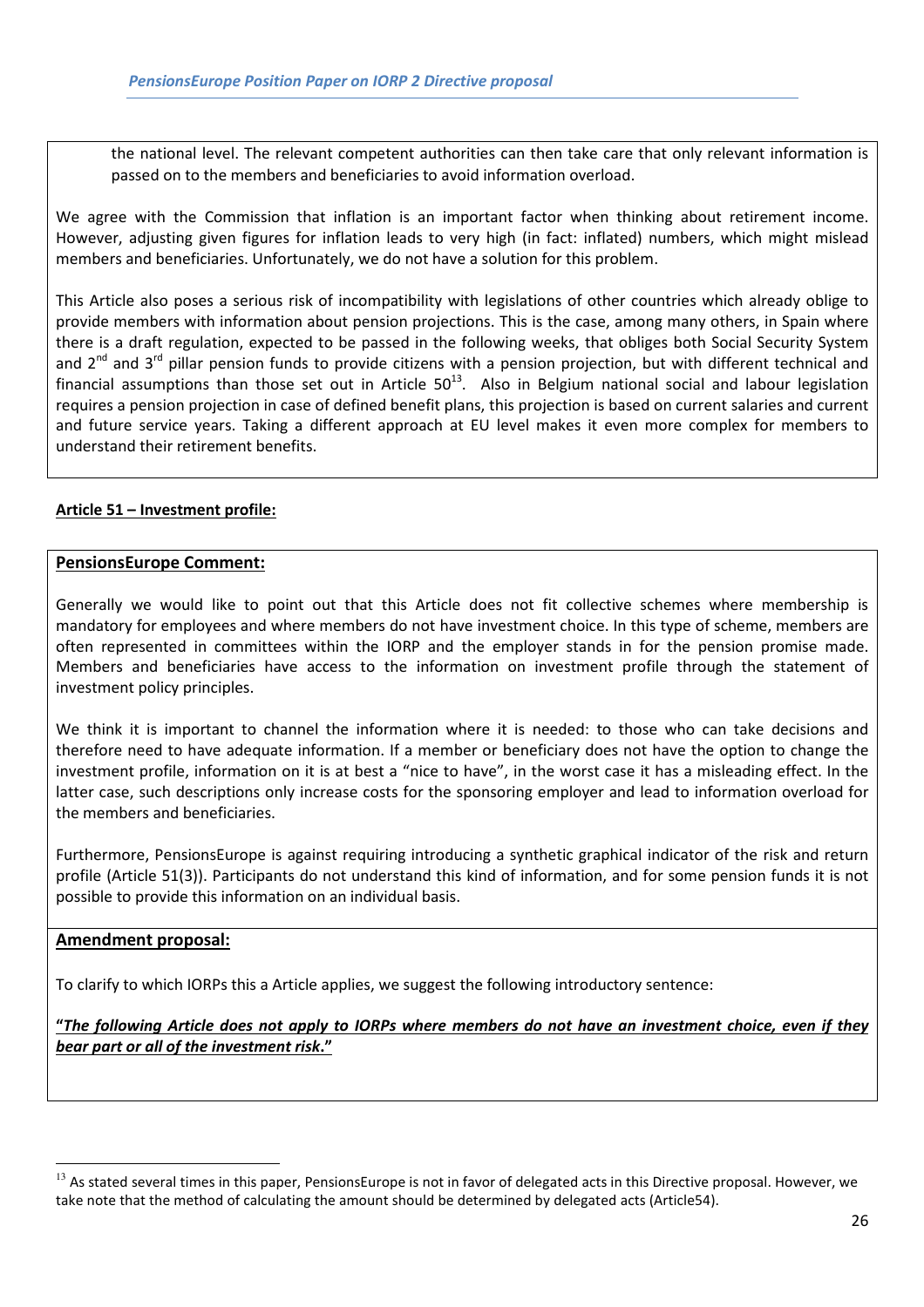the national level. The relevant competent authorities can then take care that only relevant information is passed on to the members and beneficiaries to avoid information overload.

We agree with the Commission that inflation is an important factor when thinking about retirement income. However, adjusting given figures for inflation leads to very high (in fact: inflated) numbers, which might mislead members and beneficiaries. Unfortunately, we do not have a solution for this problem.

This Article also poses a serious risk of incompatibility with legislations of other countries which already oblige to provide members with information about pension projections. This is the case, among many others, in Spain where there is a draft regulation, expected to be passed in the following weeks, that obliges both Social Security System and 2nd and 3rd pillar pension funds to provide citizens with a pension projection, but with different technical and financial assumptions than those set out in Article 50[13]. Also in Belgium national social and labour legislation requires a pension projection in case of defined benefit plans, this projection is based on current salaries and current and future service years. Taking a different approach at EU level makes it even more complex for members to understand their retirement benefits.

**Article 51 – Investment profile:**

**PensionsEurope Comment:**

Generally we would like to point out that this Article does not fit collective schemes where membership is mandatory for employees and where members do not have investment choice. In this type of scheme, members are often represented in committees within the IORP and the employer stands in for the pension promise made. Members and beneficiaries have access to the information on investment profile through the statement of investment policy principles.

We think it is important to channel the information where it is needed: to those who can take decisions and therefore need to have adequate information. If a member or beneficiary does not have the option to change the investment profile, information on it is at best a "nice to have", in the worst case it has a misleading effect. In the latter case, such descriptions only increase costs for the sponsoring employer and lead to information overload for the members and beneficiaries.

Furthermore, PensionsEurope is against requiring introducing a synthetic graphical indicator of the risk and return profile (Article 51(3)). Participants do not understand this kind of information, and for some pension funds it is not possible to provide this information on an individual basis.

**Amendment proposal:**

To clarify to which IORPs this a Article applies, we suggest the following introductory sentence:

**"*The following Article does not apply to IORPs where members do not have an investment choice, even if they bear part or all of the investment risk*."**

[13] As stated several times in this paper, PensionsEurope is not in favor of delegated acts in this Directive proposal. However, we take note that the method of calculating the amount should be determined by delegated acts (Article54).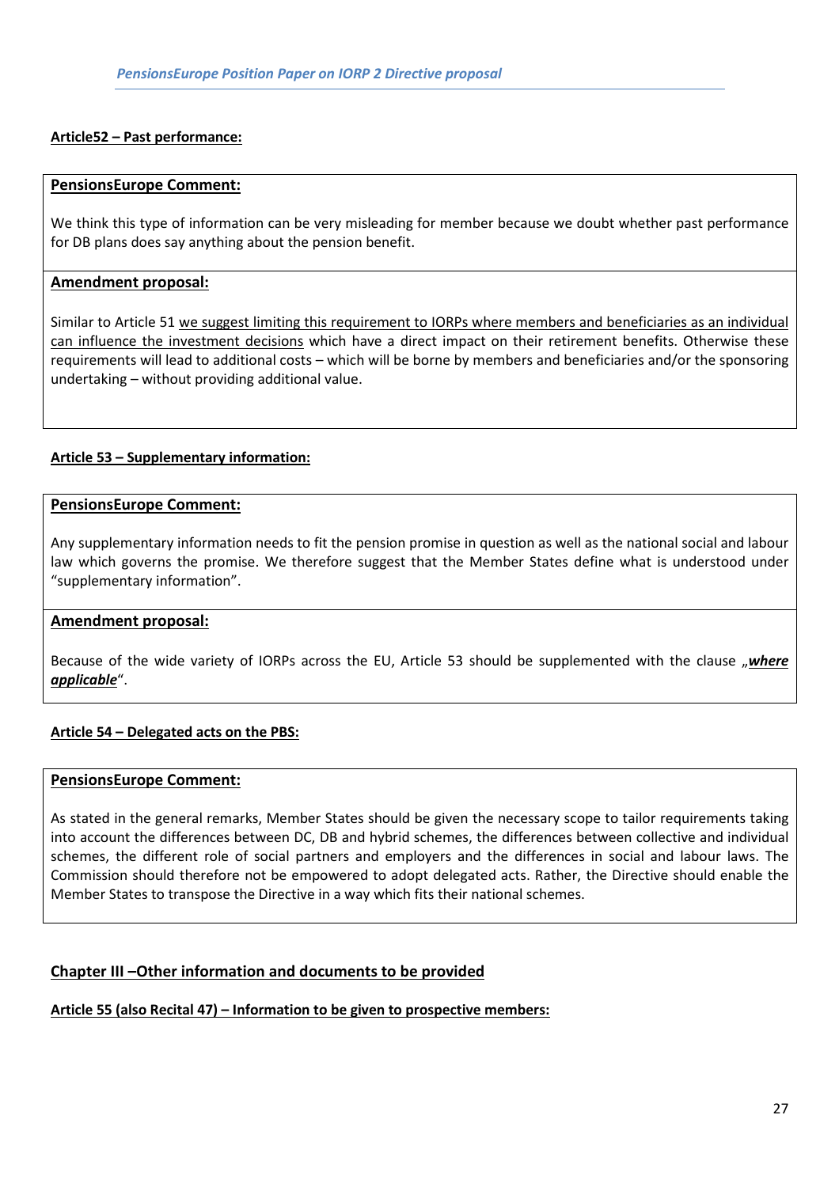**Article52 – Past performance:**

**PensionsEurope Comment:**

We think this type of information can be very misleading for member because we doubt whether past performance for DB plans does say anything about the pension benefit.

**Amendment proposal:**

Similar to Article 51 we suggest limiting this requirement to IORPs where members and beneficiaries as an individual can influence the investment decisions which have a direct impact on their retirement benefits. Otherwise these requirements will lead to additional costs – which will be borne by members and beneficiaries and/or the sponsoring undertaking – without providing additional value.

**Article 53 – Supplementary information:**

**PensionsEurope Comment:**

Any supplementary information needs to fit the pension promise in question as well as the national social and labour law which governs the promise. We therefore suggest that the Member States define what is understood under "supplementary information".

**Amendment proposal:**

Because of the wide variety of IORPs across the EU, Article 53 should be supplemented with the clause „***where applicable***".

**Article 54 – Delegated acts on the PBS:**

**PensionsEurope Comment:**

As stated in the general remarks, Member States should be given the necessary scope to tailor requirements taking into account the differences between DC, DB and hybrid schemes, the differences between collective and individual schemes, the different role of social partners and employers and the differences in social and labour laws. The Commission should therefore not be empowered to adopt delegated acts. Rather, the Directive should enable the Member States to transpose the Directive in a way which fits their national schemes.

## Chapter III –Other information and documents to be provided

**Article 55 (also Recital 47) – Information to be given to prospective members:**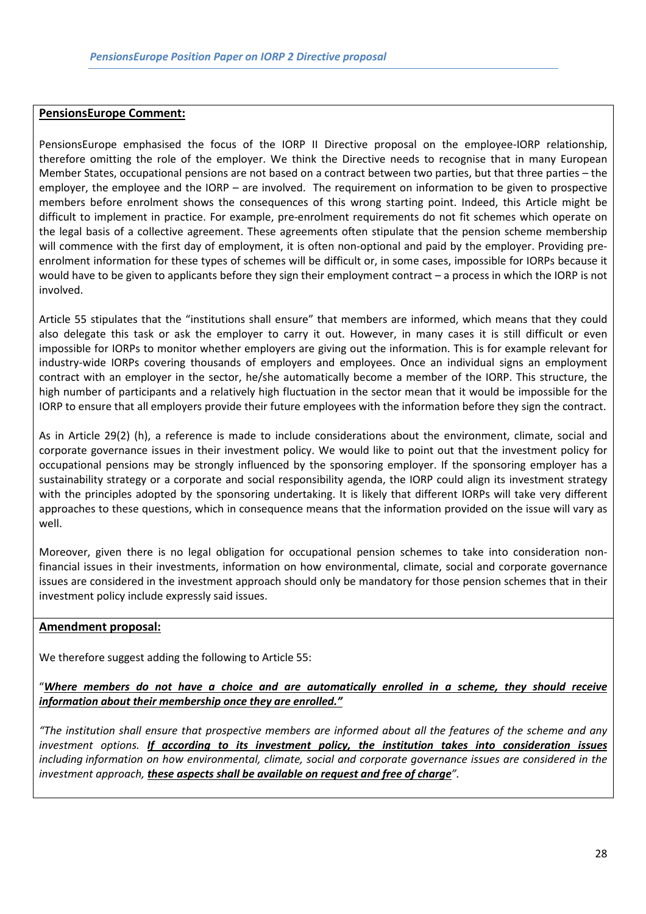**PensionsEurope Comment:**

PensionsEurope emphasised the focus of the IORP II Directive proposal on the employee-IORP relationship, therefore omitting the role of the employer. We think the Directive needs to recognise that in many European Member States, occupational pensions are not based on a contract between two parties, but that three parties – the employer, the employee and the IORP – are involved. The requirement on information to be given to prospective members before enrolment shows the consequences of this wrong starting point. Indeed, this Article might be difficult to implement in practice. For example, pre-enrolment requirements do not fit schemes which operate on the legal basis of a collective agreement. These agreements often stipulate that the pension scheme membership will commence with the first day of employment, it is often non-optional and paid by the employer. Providing pre-enrolment information for these types of schemes will be difficult or, in some cases, impossible for IORPs because it would have to be given to applicants before they sign their employment contract – a process in which the IORP is not involved.

Article 55 stipulates that the "institutions shall ensure" that members are informed, which means that they could also delegate this task or ask the employer to carry it out. However, in many cases it is still difficult or even impossible for IORPs to monitor whether employers are giving out the information. This is for example relevant for industry-wide IORPs covering thousands of employers and employees. Once an individual signs an employment contract with an employer in the sector, he/she automatically become a member of the IORP. This structure, the high number of participants and a relatively high fluctuation in the sector mean that it would be impossible for the IORP to ensure that all employers provide their future employees with the information before they sign the contract.

As in Article 29(2) (h), a reference is made to include considerations about the environment, climate, social and corporate governance issues in their investment policy. We would like to point out that the investment policy for occupational pensions may be strongly influenced by the sponsoring employer. If the sponsoring employer has a sustainability strategy or a corporate and social responsibility agenda, the IORP could align its investment strategy with the principles adopted by the sponsoring undertaking. It is likely that different IORPs will take very different approaches to these questions, which in consequence means that the information provided on the issue will vary as well.

Moreover, given there is no legal obligation for occupational pension schemes to take into consideration non-financial issues in their investments, information on how environmental, climate, social and corporate governance issues are considered in the investment approach should only be mandatory for those pension schemes that in their investment policy include expressly said issues.

**Amendment proposal:**

We therefore suggest adding the following to Article 55:

"***Where members do not have a choice and are automatically enrolled in a scheme, they should receive information about their membership once they are enrolled."***

*"The institution shall ensure that prospective members are informed about all the features of the scheme and any investment options.* ***If according to its investment policy, the institution takes into consideration issues*** *including information on how environmental, climate, social and corporate governance issues are considered in the investment approach,* ***these aspects shall be available on request and free of charge****".*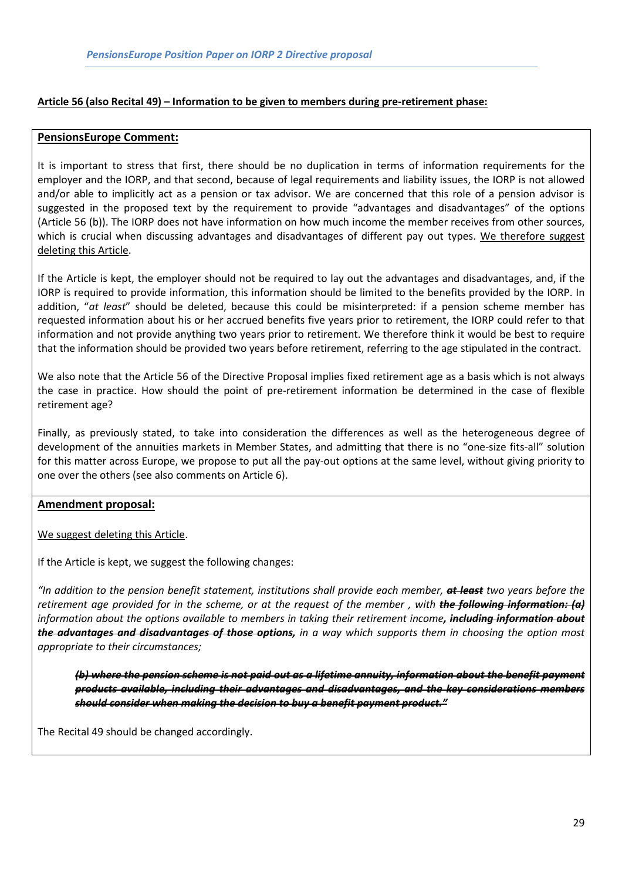**Article 56 (also Recital 49) – Information to be given to members during pre-retirement phase:**

**PensionsEurope Comment:**

It is important to stress that first, there should be no duplication in terms of information requirements for the employer and the IORP, and that second, because of legal requirements and liability issues, the IORP is not allowed and/or able to implicitly act as a pension or tax advisor. We are concerned that this role of a pension advisor is suggested in the proposed text by the requirement to provide "advantages and disadvantages" of the options (Article 56 (b)). The IORP does not have information on how much income the member receives from other sources, which is crucial when discussing advantages and disadvantages of different pay out types. <u>We therefore suggest deleting this Article</u>.

If the Article is kept, the employer should not be required to lay out the advantages and disadvantages, and, if the IORP is required to provide information, this information should be limited to the benefits provided by the IORP. In addition, "*at least*" should be deleted, because this could be misinterpreted: if a pension scheme member has requested information about his or her accrued benefits five years prior to retirement, the IORP could refer to that information and not provide anything two years prior to retirement. We therefore think it would be best to require that the information should be provided two years before retirement, referring to the age stipulated in the contract.

We also note that the Article 56 of the Directive Proposal implies fixed retirement age as a basis which is not always the case in practice. How should the point of pre-retirement information be determined in the case of flexible retirement age?

Finally, as previously stated, to take into consideration the differences as well as the heterogeneous degree of development of the annuities markets in Member States, and admitting that there is no "one-size fits-all" solution for this matter across Europe, we propose to put all the pay-out options at the same level, without giving priority to one over the others (see also comments on Article 6).

**Amendment proposal:**

<u>We suggest deleting this Article</u>.

If the Article is kept, we suggest the following changes:

*"In addition to the pension benefit statement, institutions shall provide each member, ~~**at least**~~ two years before the retirement age provided for in the scheme, or at the request of the member , with ~~**the following information: (a)**~~ information about the options available to members in taking their retirement income~~**, including information about the advantages and disadvantages of those options,**~~ in a way which supports them in choosing the option most appropriate to their circumstances;*

> ~~***(b) where the pension scheme is not paid out as a lifetime annuity, information about the benefit payment products available, including their advantages and disadvantages, and the key considerations members should consider when making the decision to buy a benefit payment product."***~~

The Recital 49 should be changed accordingly.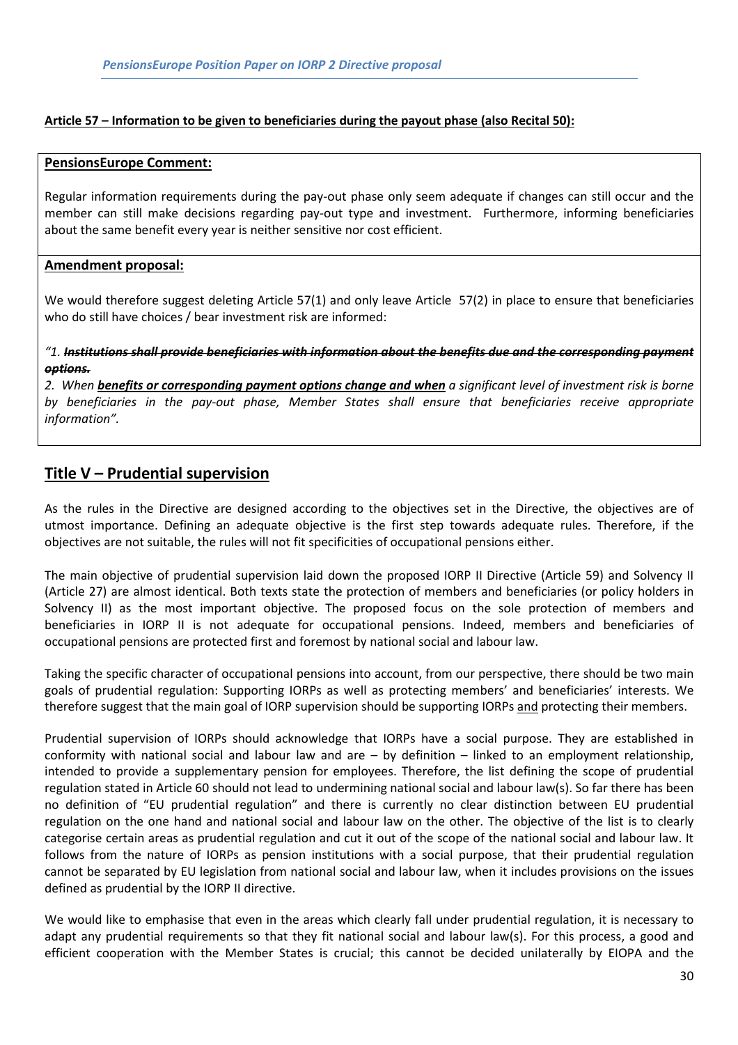**Article 57 – Information to be given to beneficiaries during the payout phase (also Recital 50):**

**PensionsEurope Comment:**

Regular information requirements during the pay-out phase only seem adequate if changes can still occur and the member can still make decisions regarding pay-out type and investment. Furthermore, informing beneficiaries about the same benefit every year is neither sensitive nor cost efficient.

**Amendment proposal:**

We would therefore suggest deleting Article 57(1) and only leave Article 57(2) in place to ensure that beneficiaries who do still have choices / bear investment risk are informed:

*"1. ~~**Institutions shall provide beneficiaries with information about the benefits due and the corresponding payment options.**~~*

*2. When <u>**benefits or corresponding payment options change and when**</u> a significant level of investment risk is borne by beneficiaries in the pay-out phase, Member States shall ensure that beneficiaries receive appropriate information".*

## Title V – Prudential supervision

As the rules in the Directive are designed according to the objectives set in the Directive, the objectives are of utmost importance. Defining an adequate objective is the first step towards adequate rules. Therefore, if the objectives are not suitable, the rules will not fit specificities of occupational pensions either.

The main objective of prudential supervision laid down the proposed IORP II Directive (Article 59) and Solvency II (Article 27) are almost identical. Both texts state the protection of members and beneficiaries (or policy holders in Solvency II) as the most important objective. The proposed focus on the sole protection of members and beneficiaries in IORP II is not adequate for occupational pensions. Indeed, members and beneficiaries of occupational pensions are protected first and foremost by national social and labour law.

Taking the specific character of occupational pensions into account, from our perspective, there should be two main goals of prudential regulation: Supporting IORPs as well as protecting members' and beneficiaries' interests. We therefore suggest that the main goal of IORP supervision should be supporting IORPs <u>and</u> protecting their members.

Prudential supervision of IORPs should acknowledge that IORPs have a social purpose. They are established in conformity with national social and labour law and are – by definition – linked to an employment relationship, intended to provide a supplementary pension for employees. Therefore, the list defining the scope of prudential regulation stated in Article 60 should not lead to undermining national social and labour law(s). So far there has been no definition of "EU prudential regulation" and there is currently no clear distinction between EU prudential regulation on the one hand and national social and labour law on the other. The objective of the list is to clearly categorise certain areas as prudential regulation and cut it out of the scope of the national social and labour law. It follows from the nature of IORPs as pension institutions with a social purpose, that their prudential regulation cannot be separated by EU legislation from national social and labour law, when it includes provisions on the issues defined as prudential by the IORP II directive.

We would like to emphasise that even in the areas which clearly fall under prudential regulation, it is necessary to adapt any prudential requirements so that they fit national social and labour law(s). For this process, a good and efficient cooperation with the Member States is crucial; this cannot be decided unilaterally by EIOPA and the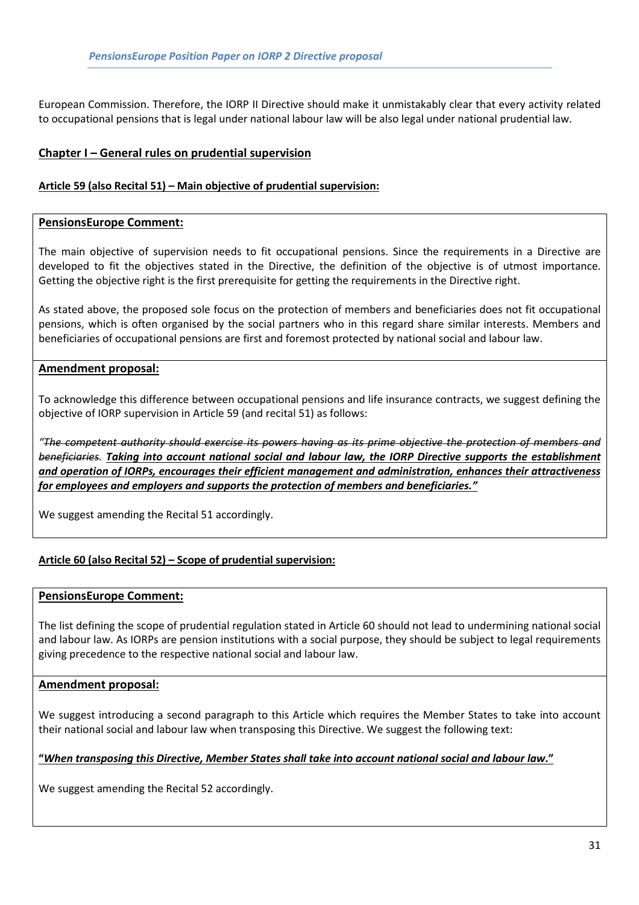European Commission. Therefore, the IORP II Directive should make it unmistakably clear that every activity related to occupational pensions that is legal under national labour law will be also legal under national prudential law.

## <u>Chapter I – General rules on prudential supervision</u>

### <u>Article 59 (also Recital 51) – Main objective of prudential supervision:</u>

**<u>PensionsEurope Comment:</u>**

The main objective of supervision needs to fit occupational pensions. Since the requirements in a Directive are developed to fit the objectives stated in the Directive, the definition of the objective is of utmost importance. Getting the objective right is the first prerequisite for getting the requirements in the Directive right.

As stated above, the proposed sole focus on the protection of members and beneficiaries does not fit occupational pensions, which is often organised by the social partners who in this regard share similar interests. Members and beneficiaries of occupational pensions are first and foremost protected by national social and labour law.

**<u>Amendment proposal:</u>**

To acknowledge this difference between occupational pensions and life insurance contracts, we suggest defining the objective of IORP supervision in Article 59 (and recital 51) as follows:

*"~~The competent authority should exercise its powers having as its prime objective the protection of members and beneficiaries~~.* ***<u>Taking into account national social and labour law, the IORP Directive supports the establishment and operation of IORPs, encourages their efficient management and administration, enhances their attractiveness for employees and employers and supports the protection of members and beneficiaries."</u>***

We suggest amending the Recital 51 accordingly.

### <u>Article 60 (also Recital 52) – Scope of prudential supervision:</u>

**<u>PensionsEurope Comment:</u>**

The list defining the scope of prudential regulation stated in Article 60 should not lead to undermining national social and labour law. As IORPs are pension institutions with a social purpose, they should be subject to legal requirements giving precedence to the respective national social and labour law.

**<u>Amendment proposal:</u>**

We suggest introducing a second paragraph to this Article which requires the Member States to take into account their national social and labour law when transposing this Directive. We suggest the following text:

**<u>"*When transposing this Directive, Member States shall take into account national social and labour law*."</u>**

We suggest amending the Recital 52 accordingly.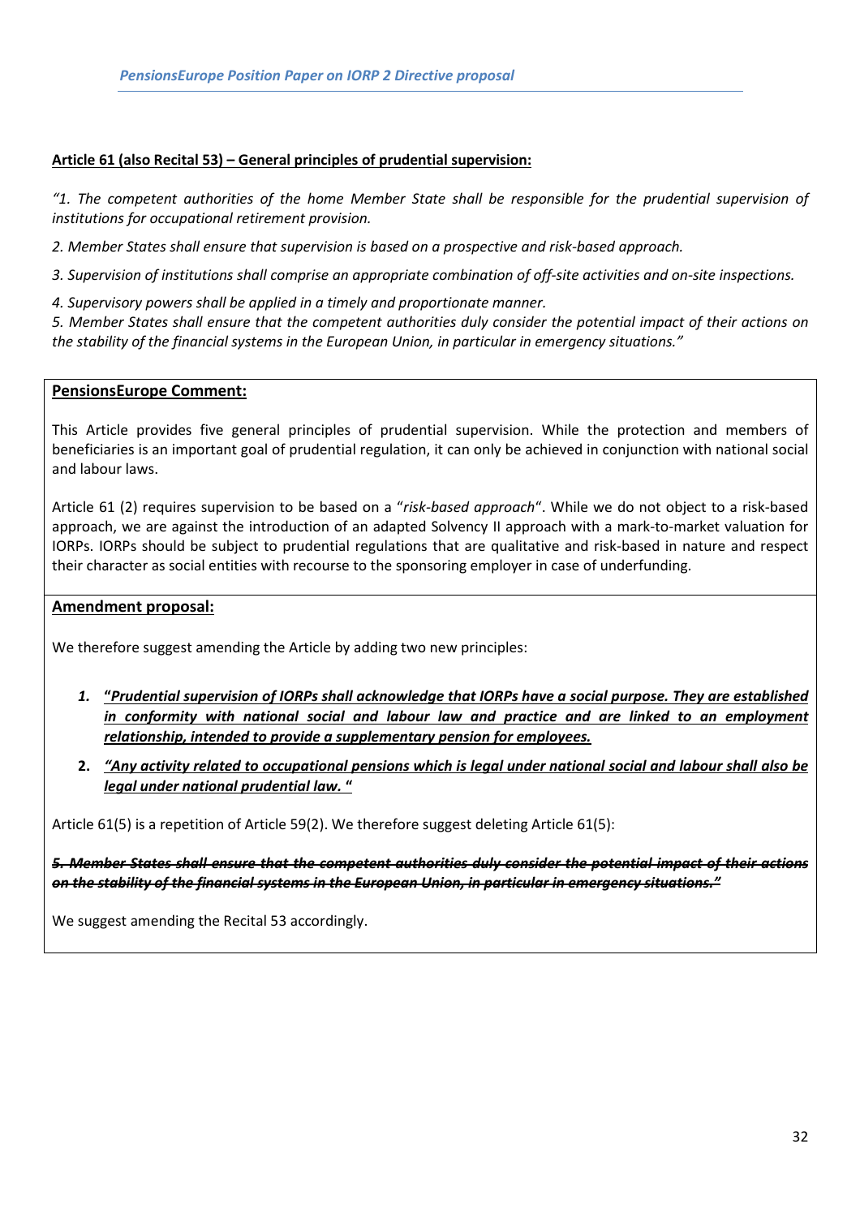**Article 61 (also Recital 53) – General principles of prudential supervision:**

*"1. The competent authorities of the home Member State shall be responsible for the prudential supervision of institutions for occupational retirement provision.*

*2. Member States shall ensure that supervision is based on a prospective and risk-based approach.*

*3. Supervision of institutions shall comprise an appropriate combination of off-site activities and on-site inspections.*

*4. Supervisory powers shall be applied in a timely and proportionate manner.*

*5. Member States shall ensure that the competent authorities duly consider the potential impact of their actions on the stability of the financial systems in the European Union, in particular in emergency situations."*

**PensionsEurope Comment:**

This Article provides five general principles of prudential supervision. While the protection and members of beneficiaries is an important goal of prudential regulation, it can only be achieved in conjunction with national social and labour laws.

Article 61 (2) requires supervision to be based on a "*risk-based approach*". While we do not object to a risk-based approach, we are against the introduction of an adapted Solvency II approach with a mark-to-market valuation for IORPs. IORPs should be subject to prudential regulations that are qualitative and risk-based in nature and respect their character as social entities with recourse to the sponsoring employer in case of underfunding.

**Amendment proposal:**

We therefore suggest amending the Article by adding two new principles:

1. **"*Prudential supervision of IORPs shall acknowledge that IORPs have a social purpose. They are established in conformity with national social and labour law and practice and are linked to an employment relationship, intended to provide a supplementary pension for employees.*"**
2. **"*Any activity related to occupational pensions which is legal under national social and labour shall also be legal under national prudential law.*"**

Article 61(5) is a repetition of Article 59(2). We therefore suggest deleting Article 61(5):

***~~5. Member States shall ensure that the competent authorities duly consider the potential impact of their actions on the stability of the financial systems in the European Union, in particular in emergency situations."~~***

We suggest amending the Recital 53 accordingly.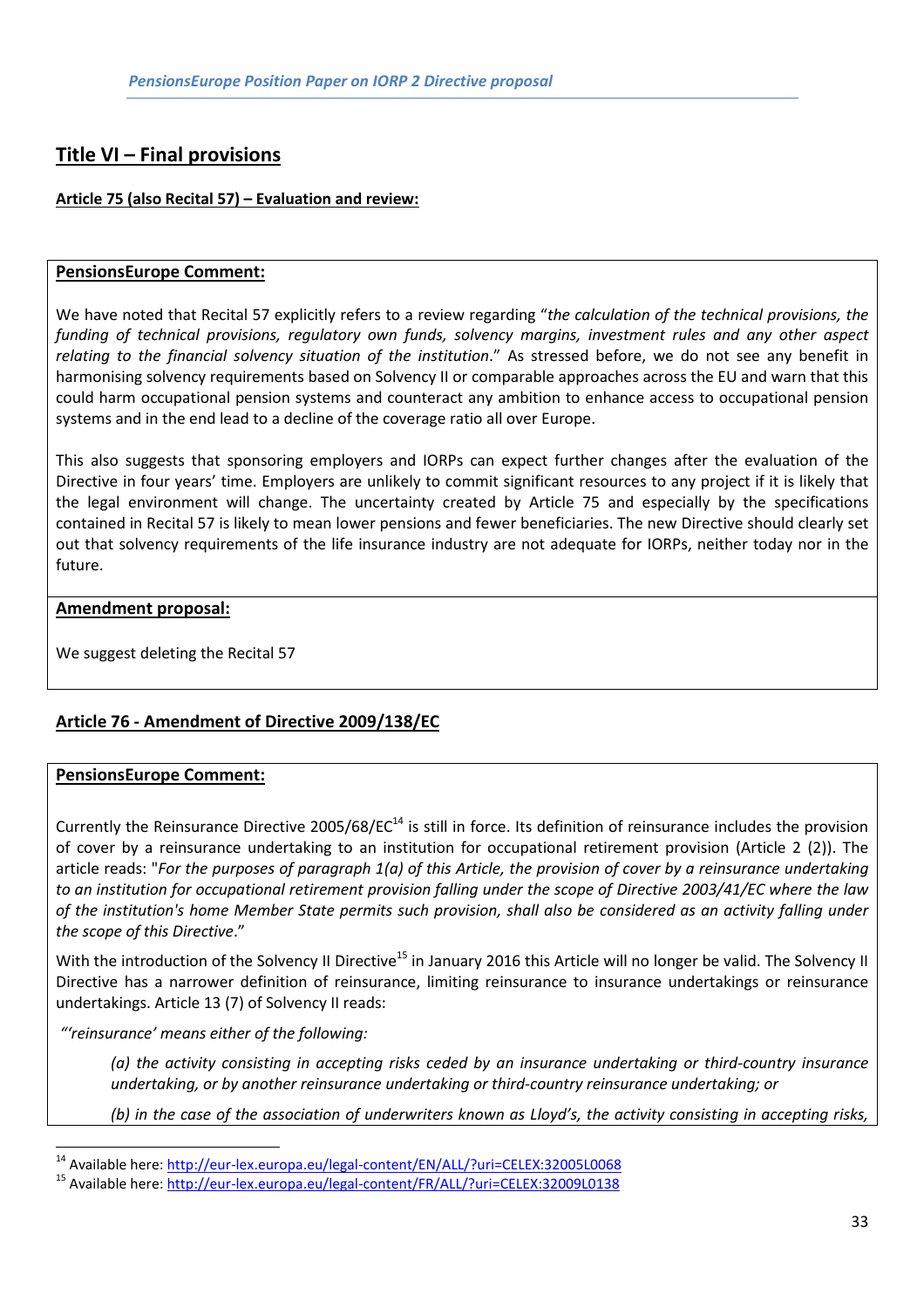## Title VI – Final provisions

**Article 75 (also Recital 57) – Evaluation and review:**

**PensionsEurope Comment:**

We have noted that Recital 57 explicitly refers to a review regarding "*the calculation of the technical provisions, the funding of technical provisions, regulatory own funds, solvency margins, investment rules and any other aspect relating to the financial solvency situation of the institution*." As stressed before, we do not see any benefit in harmonising solvency requirements based on Solvency II or comparable approaches across the EU and warn that this could harm occupational pension systems and counteract any ambition to enhance access to occupational pension systems and in the end lead to a decline of the coverage ratio all over Europe.

This also suggests that sponsoring employers and IORPs can expect further changes after the evaluation of the Directive in four years' time. Employers are unlikely to commit significant resources to any project if it is likely that the legal environment will change. The uncertainty created by Article 75 and especially by the specifications contained in Recital 57 is likely to mean lower pensions and fewer beneficiaries. The new Directive should clearly set out that solvency requirements of the life insurance industry are not adequate for IORPs, neither today nor in the future.

**Amendment proposal:**

We suggest deleting the Recital 57

**Article 76 - Amendment of Directive 2009/138/EC**

**PensionsEurope Comment:**

Currently the Reinsurance Directive 2005/68/EC[14] is still in force. Its definition of reinsurance includes the provision of cover by a reinsurance undertaking to an institution for occupational retirement provision (Article 2 (2)). The article reads: "*For the purposes of paragraph 1(a) of this Article, the provision of cover by a reinsurance undertaking to an institution for occupational retirement provision falling under the scope of Directive 2003/41/EC where the law of the institution's home Member State permits such provision, shall also be considered as an activity falling under the scope of this Directive*."

With the introduction of the Solvency II Directive[15] in January 2016 this Article will no longer be valid. The Solvency II Directive has a narrower definition of reinsurance, limiting reinsurance to insurance undertakings or reinsurance undertakings. Article 13 (7) of Solvency II reads:

*"'reinsurance' means either of the following:*

> *(a) the activity consisting in accepting risks ceded by an insurance undertaking or third-country insurance undertaking, or by another reinsurance undertaking or third-country reinsurance undertaking; or*
>
> *(b) in the case of the association of underwriters known as Lloyd's, the activity consisting in accepting risks,*

[14] Available here: http://eur-lex.europa.eu/legal-content/EN/ALL/?uri=CELEX:32005L0068

[15] Available here: http://eur-lex.europa.eu/legal-content/FR/ALL/?uri=CELEX:32009L0138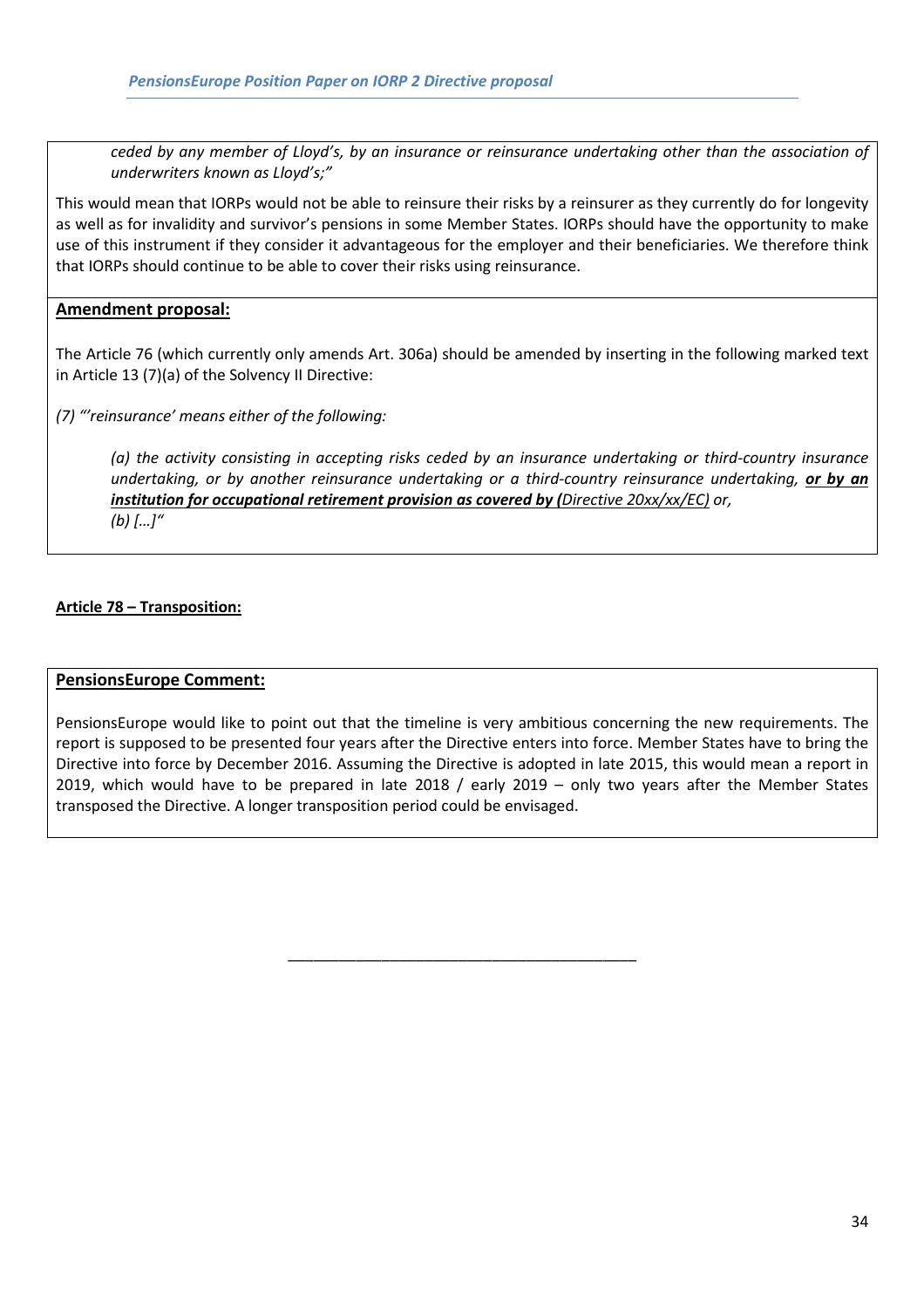*ceded by any member of Lloyd's, by an insurance or reinsurance undertaking other than the association of underwriters known as Lloyd's;"*

This would mean that IORPs would not be able to reinsure their risks by a reinsurer as they currently do for longevity as well as for invalidity and survivor's pensions in some Member States. IORPs should have the opportunity to make use of this instrument if they consider it advantageous for the employer and their beneficiaries. We therefore think that IORPs should continue to be able to cover their risks using reinsurance.

**Amendment proposal:**

The Article 76 (which currently only amends Art. 306a) should be amended by inserting in the following marked text in Article 13 (7)(a) of the Solvency II Directive:

*(7) "'reinsurance' means either of the following:*

*(a) the activity consisting in accepting risks ceded by an insurance undertaking or third-country insurance undertaking, or by another reinsurance undertaking or a third-country reinsurance undertaking,* ***or by an institution for occupational retirement provision as covered by (****Directive 20xx/xx/EC) or,*
*(b) […]"*

**Article 78 – Transposition:**

**PensionsEurope Comment:**

PensionsEurope would like to point out that the timeline is very ambitious concerning the new requirements. The report is supposed to be presented four years after the Directive enters into force. Member States have to bring the Directive into force by December 2016. Assuming the Directive is adopted in late 2015, this would mean a report in 2019, which would have to be prepared in late 2018 / early 2019 – only two years after the Member States transposed the Directive. A longer transposition period could be envisaged.

---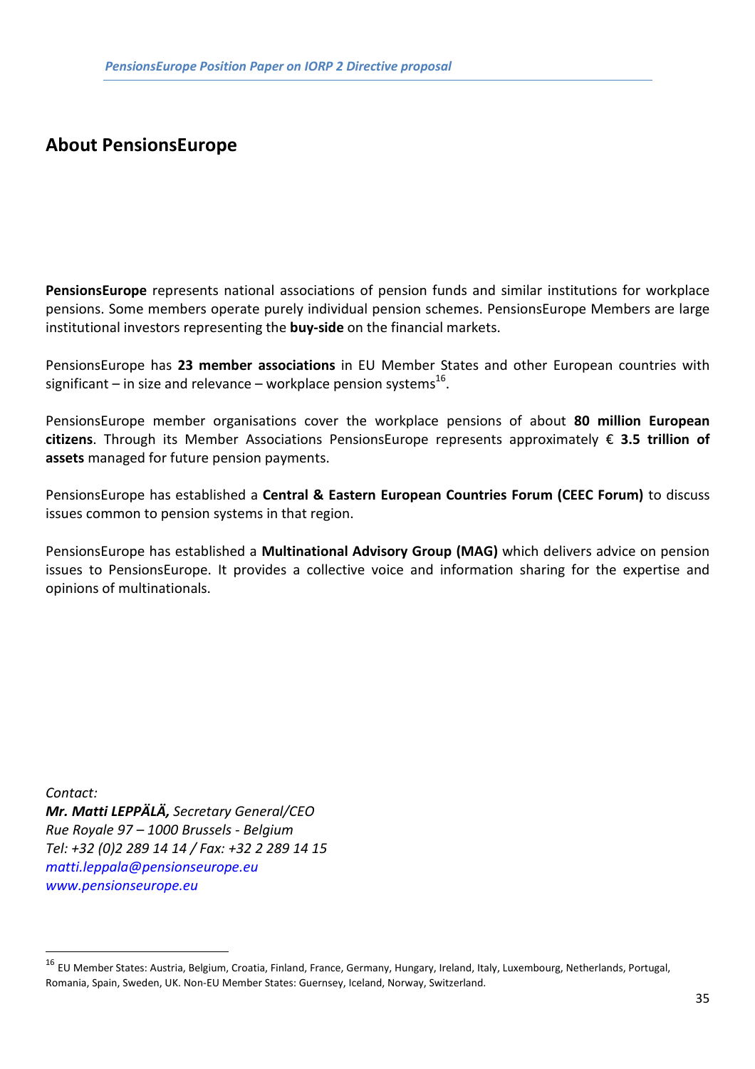## About PensionsEurope

**PensionsEurope** represents national associations of pension funds and similar institutions for workplace pensions. Some members operate purely individual pension schemes. PensionsEurope Members are large institutional investors representing the **buy-side** on the financial markets.

PensionsEurope has **23 member associations** in EU Member States and other European countries with significant – in size and relevance – workplace pension systems[16].

PensionsEurope member organisations cover the workplace pensions of about **80 million European citizens**. Through its Member Associations PensionsEurope represents approximately € **3.5 trillion of assets** managed for future pension payments.

PensionsEurope has established a **Central & Eastern European Countries Forum (CEEC Forum)** to discuss issues common to pension systems in that region.

PensionsEurope has established a **Multinational Advisory Group (MAG)** which delivers advice on pension issues to PensionsEurope. It provides a collective voice and information sharing for the expertise and opinions of multinationals.

*Contact:*
***Mr. Matti LEPPÄLÄ,*** *Secretary General/CEO*
*Rue Royale 97 – 1000 Brussels - Belgium*
*Tel: +32 (0)2 289 14 14 / Fax: +32 2 289 14 15*
*matti.leppala@pensionseurope.eu*
*www.pensionseurope.eu*

[16] EU Member States: Austria, Belgium, Croatia, Finland, France, Germany, Hungary, Ireland, Italy, Luxembourg, Netherlands, Portugal, Romania, Spain, Sweden, UK. Non-EU Member States: Guernsey, Iceland, Norway, Switzerland.